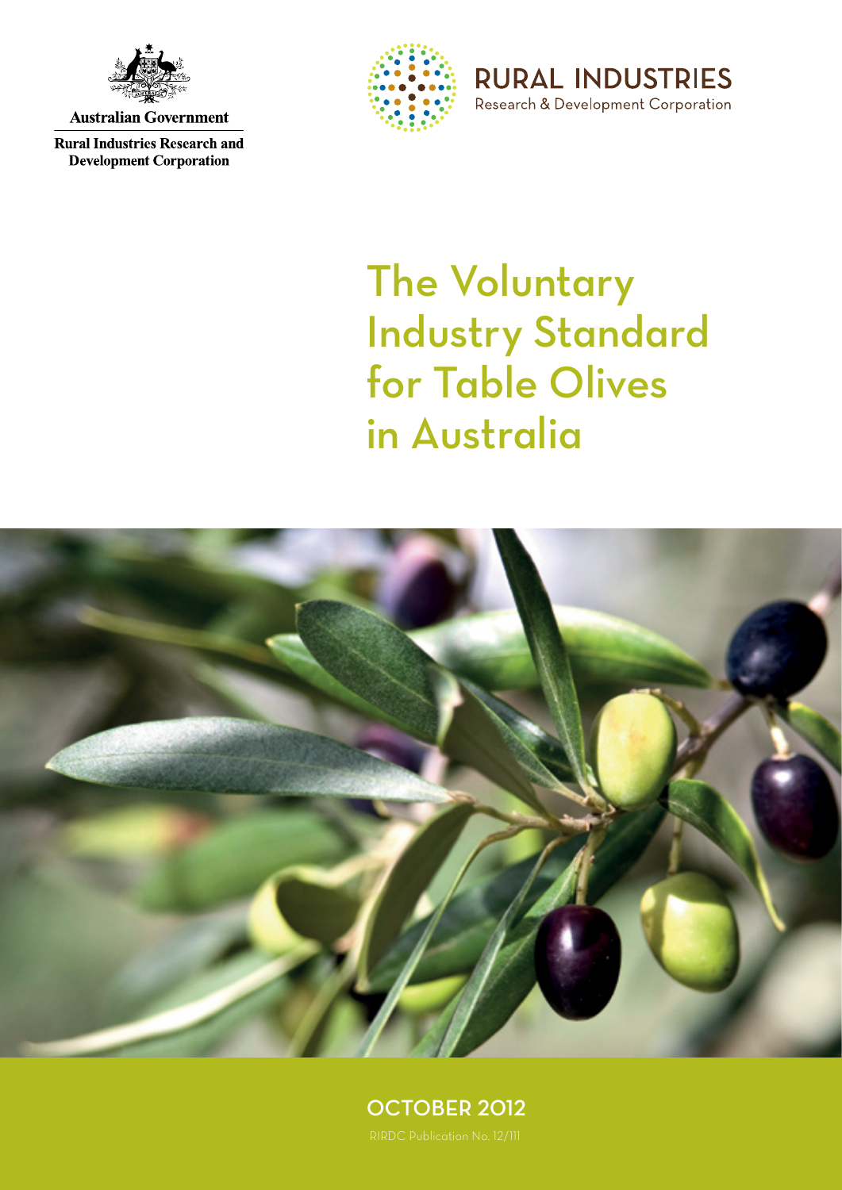Australian Government

Rural Industries Research and Development Corporation

RURAL INDUSTRIES
Research & Development Corporation

# The Voluntary Industry Standard for Table Olives in Australia

OCTOBER 2012

RIRDC Publication No. 12/111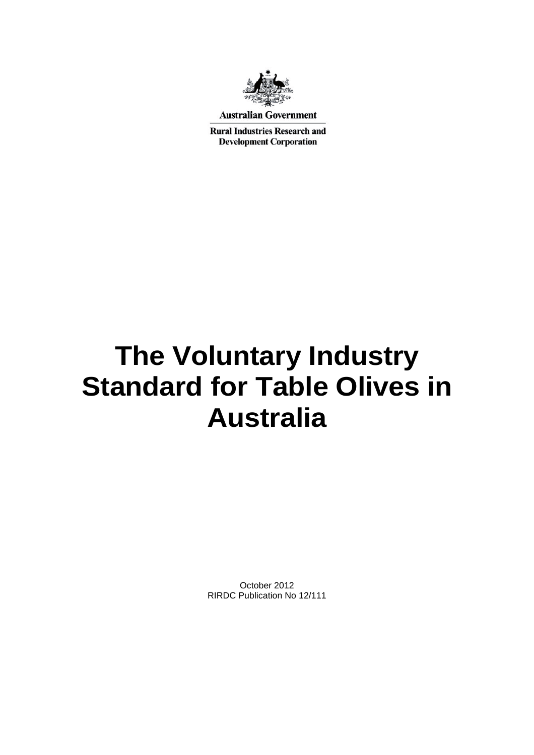Australian Government

Rural Industries Research and Development Corporation

# The Voluntary Industry Standard for Table Olives in Australia

October 2012
RIRDC Publication No 12/111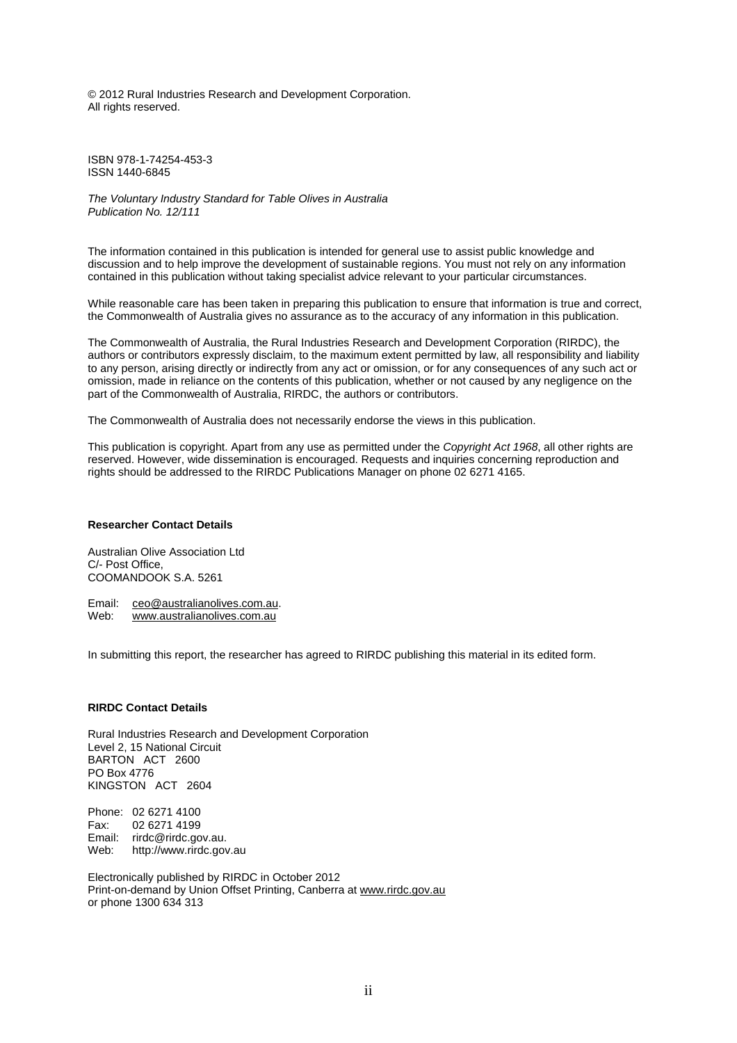© 2012 Rural Industries Research and Development Corporation.
All rights reserved.

ISBN 978-1-74254-453-3
ISSN 1440-6845

*The Voluntary Industry Standard for Table Olives in Australia*
*Publication No. 12/111*

The information contained in this publication is intended for general use to assist public knowledge and discussion and to help improve the development of sustainable regions. You must not rely on any information contained in this publication without taking specialist advice relevant to your particular circumstances.

While reasonable care has been taken in preparing this publication to ensure that information is true and correct, the Commonwealth of Australia gives no assurance as to the accuracy of any information in this publication.

The Commonwealth of Australia, the Rural Industries Research and Development Corporation (RIRDC), the authors or contributors expressly disclaim, to the maximum extent permitted by law, all responsibility and liability to any person, arising directly or indirectly from any act or omission, or for any consequences of any such act or omission, made in reliance on the contents of this publication, whether or not caused by any negligence on the part of the Commonwealth of Australia, RIRDC, the authors or contributors.

The Commonwealth of Australia does not necessarily endorse the views in this publication.

This publication is copyright. Apart from any use as permitted under the *Copyright Act 1968*, all other rights are reserved. However, wide dissemination is encouraged. Requests and inquiries concerning reproduction and rights should be addressed to the RIRDC Publications Manager on phone 02 6271 4165.

**Researcher Contact Details**

Australian Olive Association Ltd
C/- Post Office,
COOMANDOOK S.A. 5261

Email: ceo@australianolives.com.au.
Web: www.australianolives.com.au

In submitting this report, the researcher has agreed to RIRDC publishing this material in its edited form.

**RIRDC Contact Details**

Rural Industries Research and Development Corporation
Level 2, 15 National Circuit
BARTON ACT 2600
PO Box 4776
KINGSTON ACT 2604

Phone: 02 6271 4100
Fax: 02 6271 4199
Email: rirdc@rirdc.gov.au.
Web: http://www.rirdc.gov.au

Electronically published by RIRDC in October 2012
Print-on-demand by Union Offset Printing, Canberra at www.rirdc.gov.au
or phone 1300 634 313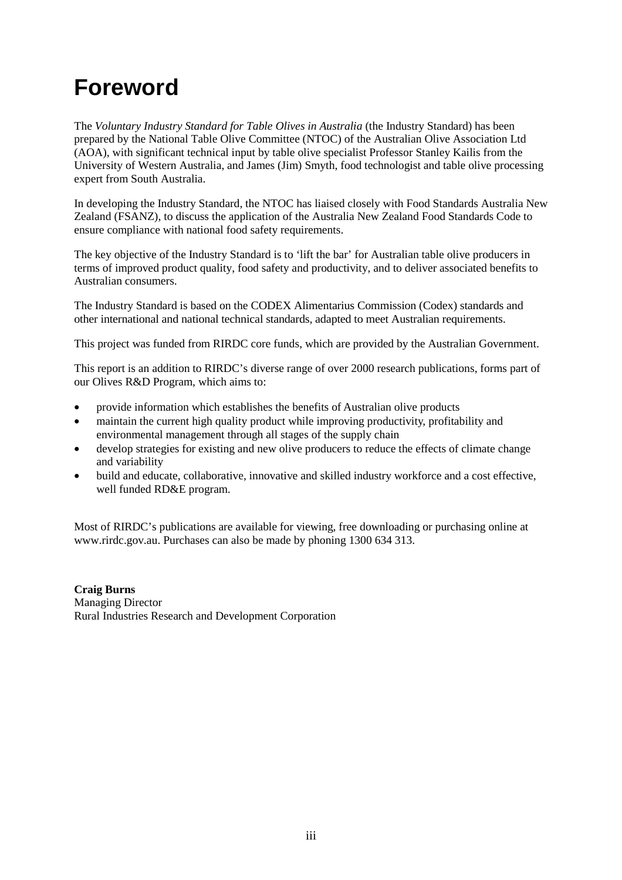# Foreword

The *Voluntary Industry Standard for Table Olives in Australia* (the Industry Standard) has been prepared by the National Table Olive Committee (NTOC) of the Australian Olive Association Ltd (AOA), with significant technical input by table olive specialist Professor Stanley Kailis from the University of Western Australia, and James (Jim) Smyth, food technologist and table olive processing expert from South Australia.

In developing the Industry Standard, the NTOC has liaised closely with Food Standards Australia New Zealand (FSANZ), to discuss the application of the Australia New Zealand Food Standards Code to ensure compliance with national food safety requirements.

The key objective of the Industry Standard is to 'lift the bar' for Australian table olive producers in terms of improved product quality, food safety and productivity, and to deliver associated benefits to Australian consumers.

The Industry Standard is based on the CODEX Alimentarius Commission (Codex) standards and other international and national technical standards, adapted to meet Australian requirements.

This project was funded from RIRDC core funds, which are provided by the Australian Government.

This report is an addition to RIRDC's diverse range of over 2000 research publications, forms part of our Olives R&D Program, which aims to:

- provide information which establishes the benefits of Australian olive products
- maintain the current high quality product while improving productivity, profitability and environmental management through all stages of the supply chain
- develop strategies for existing and new olive producers to reduce the effects of climate change and variability
- build and educate, collaborative, innovative and skilled industry workforce and a cost effective, well funded RD&E program.

Most of RIRDC's publications are available for viewing, free downloading or purchasing online at www.rirdc.gov.au. Purchases can also be made by phoning 1300 634 313.

**Craig Burns**
Managing Director
Rural Industries Research and Development Corporation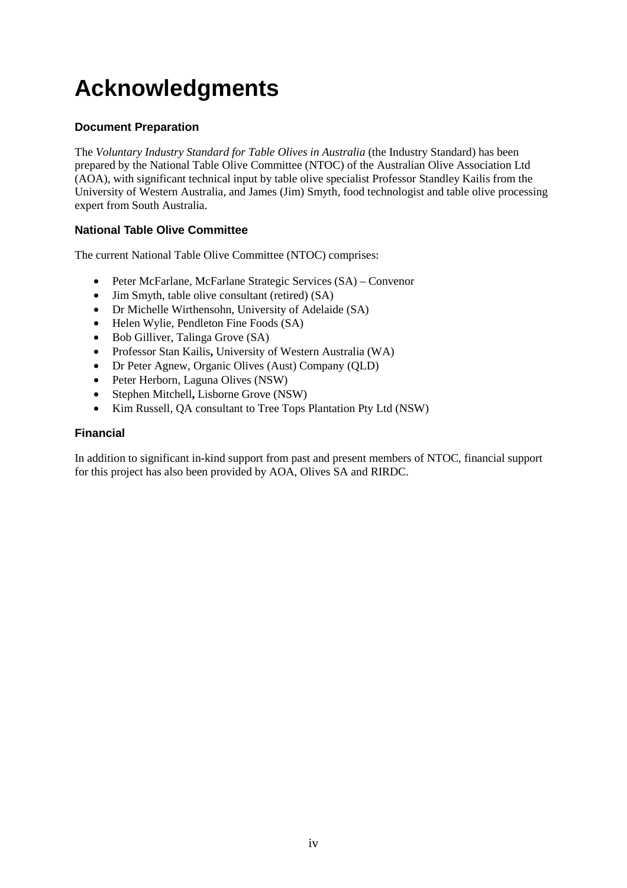# Acknowledgments

### Document Preparation

The *Voluntary Industry Standard for Table Olives in Australia* (the Industry Standard) has been prepared by the National Table Olive Committee (NTOC) of the Australian Olive Association Ltd (AOA), with significant technical input by table olive specialist Professor Standley Kailis from the University of Western Australia, and James (Jim) Smyth, food technologist and table olive processing expert from South Australia.

### National Table Olive Committee

The current National Table Olive Committee (NTOC) comprises:

- Peter McFarlane, McFarlane Strategic Services (SA) – Convenor
- Jim Smyth, table olive consultant (retired) (SA)
- Dr Michelle Wirthensohn, University of Adelaide (SA)
- Helen Wylie, Pendleton Fine Foods (SA)
- Bob Gilliver, Talinga Grove (SA)
- Professor Stan Kailis**,** University of Western Australia (WA)
- Dr Peter Agnew, Organic Olives (Aust) Company (QLD)
- Peter Herborn, Laguna Olives (NSW)
- Stephen Mitchell**,** Lisborne Grove (NSW)
- Kim Russell, QA consultant to Tree Tops Plantation Pty Ltd (NSW)

### Financial

In addition to significant in-kind support from past and present members of NTOC, financial support for this project has also been provided by AOA, Olives SA and RIRDC.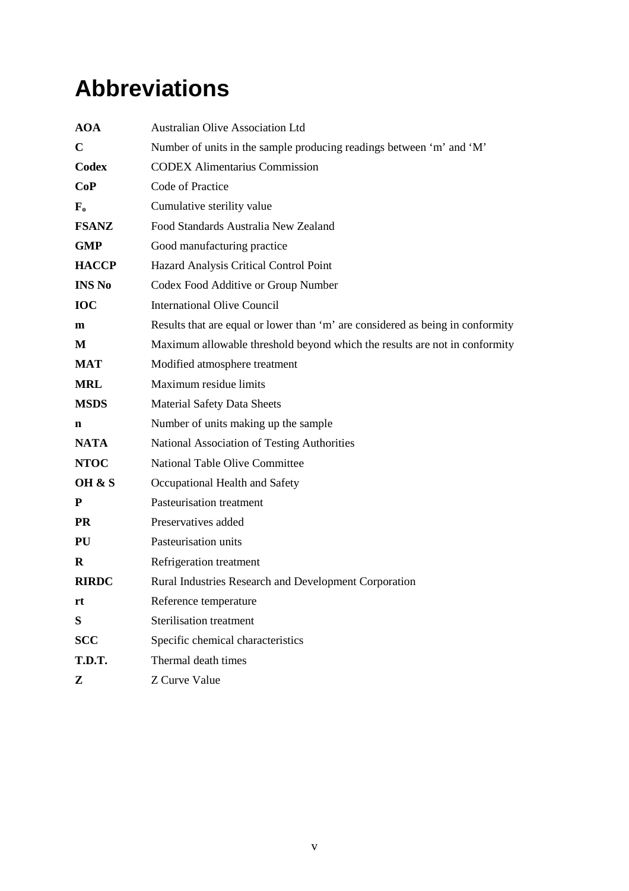# Abbreviations

| | |
|---|---|
| **AOA** | Australian Olive Association Ltd |
| **C** | Number of units in the sample producing readings between 'm' and 'M' |
| **Codex** | CODEX Alimentarius Commission |
| **CoP** | Code of Practice |
| **$F_o$** | Cumulative sterility value |
| **FSANZ** | Food Standards Australia New Zealand |
| **GMP** | Good manufacturing practice |
| **HACCP** | Hazard Analysis Critical Control Point |
| **INS No** | Codex Food Additive or Group Number |
| **IOC** | International Olive Council |
| **m** | Results that are equal or lower than 'm' are considered as being in conformity |
| **M** | Maximum allowable threshold beyond which the results are not in conformity |
| **MAT** | Modified atmosphere treatment |
| **MRL** | Maximum residue limits |
| **MSDS** | Material Safety Data Sheets |
| **n** | Number of units making up the sample |
| **NATA** | National Association of Testing Authorities |
| **NTOC** | National Table Olive Committee |
| **OH & S** | Occupational Health and Safety |
| **P** | Pasteurisation treatment |
| **PR** | Preservatives added |
| **PU** | Pasteurisation units |
| **R** | Refrigeration treatment |
| **RIRDC** | Rural Industries Research and Development Corporation |
| **rt** | Reference temperature |
| **S** | Sterilisation treatment |
| **SCC** | Specific chemical characteristics |
| **T.D.T.** | Thermal death times |
| **Z** | Z Curve Value |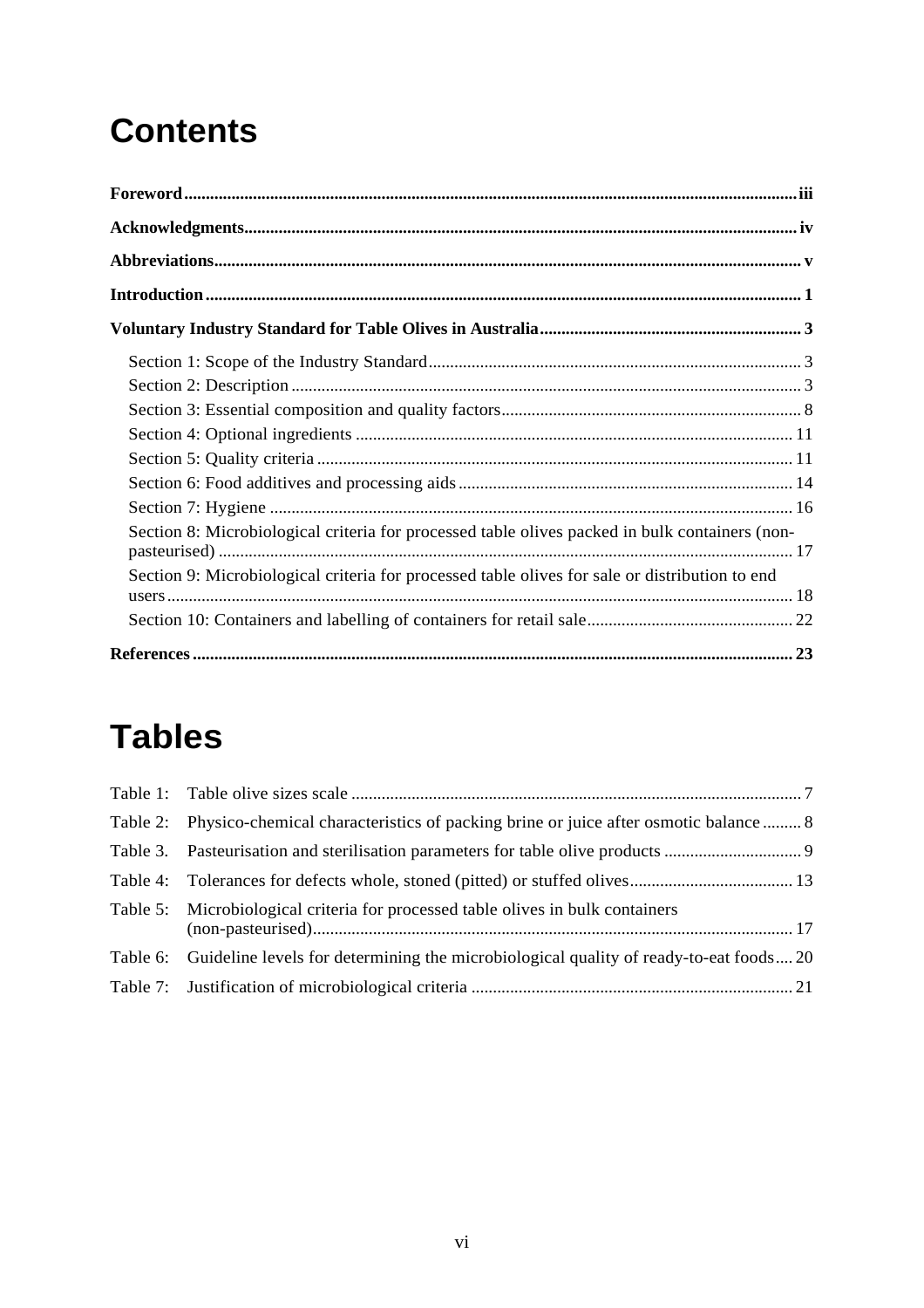# Contents

**Foreword** ..... iii

**Acknowledgments** ..... iv

**Abbreviations** ..... v

**Introduction** ..... 1

**Voluntary Industry Standard for Table Olives in Australia** ..... 3

- Section 1: Scope of the Industry Standard ..... 3
- Section 2: Description ..... 3
- Section 3: Essential composition and quality factors ..... 8
- Section 4: Optional ingredients ..... 11
- Section 5: Quality criteria ..... 11
- Section 6: Food additives and processing aids ..... 14
- Section 7: Hygiene ..... 16
- Section 8: Microbiological criteria for processed table olives packed in bulk containers (non-pasteurised) ..... 17
- Section 9: Microbiological criteria for processed table olives for sale or distribution to end users ..... 18
- Section 10: Containers and labelling of containers for retail sale ..... 22

**References** ..... 23

# Tables

| | | |
|---|---|---|
| Table 1: | Table olive sizes scale | 7 |
| Table 2: | Physico-chemical characteristics of packing brine or juice after osmotic balance | 8 |
| Table 3. | Pasteurisation and sterilisation parameters for table olive products | 9 |
| Table 4: | Tolerances for defects whole, stoned (pitted) or stuffed olives | 13 |
| Table 5: | Microbiological criteria for processed table olives in bulk containers (non-pasteurised) | 17 |
| Table 6: | Guideline levels for determining the microbiological quality of ready-to-eat foods | 20 |
| Table 7: | Justification of microbiological criteria | 21 |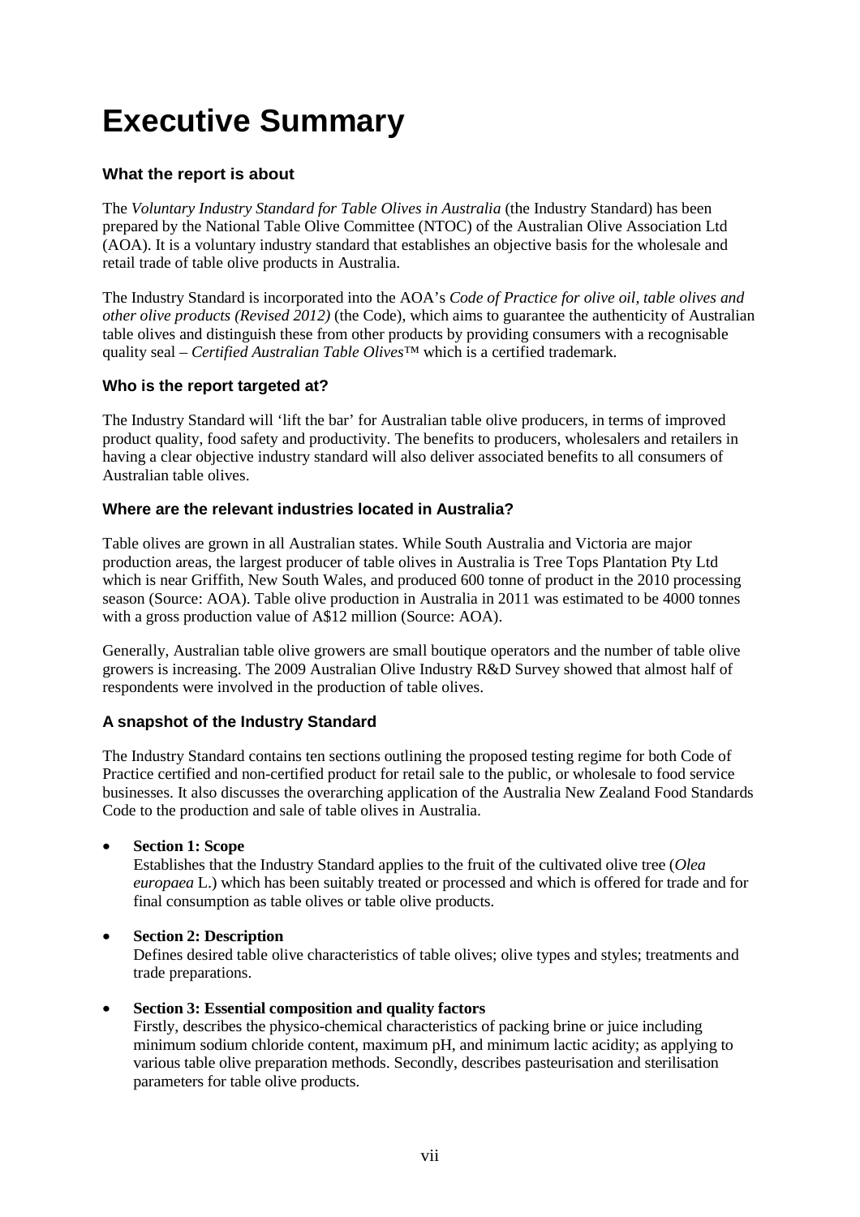# Executive Summary

### What the report is about

The *Voluntary Industry Standard for Table Olives in Australia* (the Industry Standard) has been prepared by the National Table Olive Committee (NTOC) of the Australian Olive Association Ltd (AOA). It is a voluntary industry standard that establishes an objective basis for the wholesale and retail trade of table olive products in Australia.

The Industry Standard is incorporated into the AOA's *Code of Practice for olive oil, table olives and other olive products (Revised 2012)* (the Code), which aims to guarantee the authenticity of Australian table olives and distinguish these from other products by providing consumers with a recognisable quality seal – *Certified Australian Table Olives*™ which is a certified trademark.

### Who is the report targeted at?

The Industry Standard will 'lift the bar' for Australian table olive producers, in terms of improved product quality, food safety and productivity. The benefits to producers, wholesalers and retailers in having a clear objective industry standard will also deliver associated benefits to all consumers of Australian table olives.

### Where are the relevant industries located in Australia?

Table olives are grown in all Australian states. While South Australia and Victoria are major production areas, the largest producer of table olives in Australia is Tree Tops Plantation Pty Ltd which is near Griffith, New South Wales, and produced 600 tonne of product in the 2010 processing season (Source: AOA). Table olive production in Australia in 2011 was estimated to be 4000 tonnes with a gross production value of A$12 million (Source: AOA).

Generally, Australian table olive growers are small boutique operators and the number of table olive growers is increasing. The 2009 Australian Olive Industry R&D Survey showed that almost half of respondents were involved in the production of table olives.

### A snapshot of the Industry Standard

The Industry Standard contains ten sections outlining the proposed testing regime for both Code of Practice certified and non-certified product for retail sale to the public, or wholesale to food service businesses. It also discusses the overarching application of the Australia New Zealand Food Standards Code to the production and sale of table olives in Australia.

- **Section 1: Scope**
  Establishes that the Industry Standard applies to the fruit of the cultivated olive tree (*Olea europaea* L.) which has been suitably treated or processed and which is offered for trade and for final consumption as table olives or table olive products.

- **Section 2: Description**
  Defines desired table olive characteristics of table olives; olive types and styles; treatments and trade preparations.

- **Section 3: Essential composition and quality factors**
  Firstly, describes the physico-chemical characteristics of packing brine or juice including minimum sodium chloride content, maximum pH, and minimum lactic acidity; as applying to various table olive preparation methods. Secondly, describes pasteurisation and sterilisation parameters for table olive products.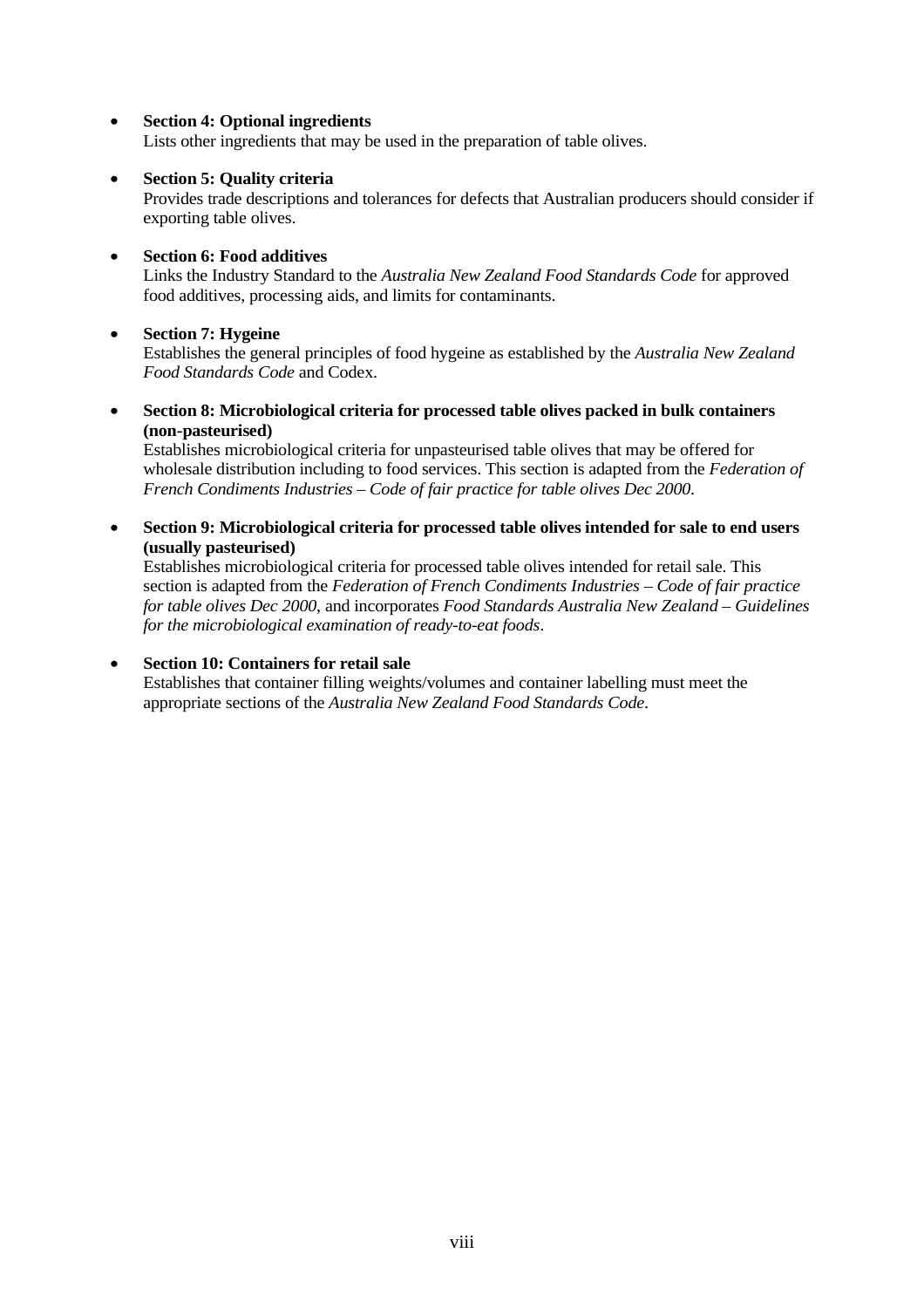- **Section 4: Optional ingredients**
  Lists other ingredients that may be used in the preparation of table olives.

- **Section 5: Quality criteria**
  Provides trade descriptions and tolerances for defects that Australian producers should consider if exporting table olives.

- **Section 6: Food additives**
  Links the Industry Standard to the *Australia New Zealand Food Standards Code* for approved food additives, processing aids, and limits for contaminants.

- **Section 7: Hygeine**
  Establishes the general principles of food hygeine as established by the *Australia New Zealand Food Standards Code* and Codex.

- **Section 8: Microbiological criteria for processed table olives packed in bulk containers (non-pasteurised)**
  Establishes microbiological criteria for unpasteurised table olives that may be offered for wholesale distribution including to food services. This section is adapted from the *Federation of French Condiments Industries – Code of fair practice for table olives Dec 2000*.

- **Section 9: Microbiological criteria for processed table olives intended for sale to end users (usually pasteurised)**
  Establishes microbiological criteria for processed table olives intended for retail sale. This section is adapted from the *Federation of French Condiments Industries – Code of fair practice for table olives Dec 2000*, and incorporates *Food Standards Australia New Zealand – Guidelines for the microbiological examination of ready-to-eat foods*.

- **Section 10: Containers for retail sale**
  Establishes that container filling weights/volumes and container labelling must meet the appropriate sections of the *Australia New Zealand Food Standards Code*.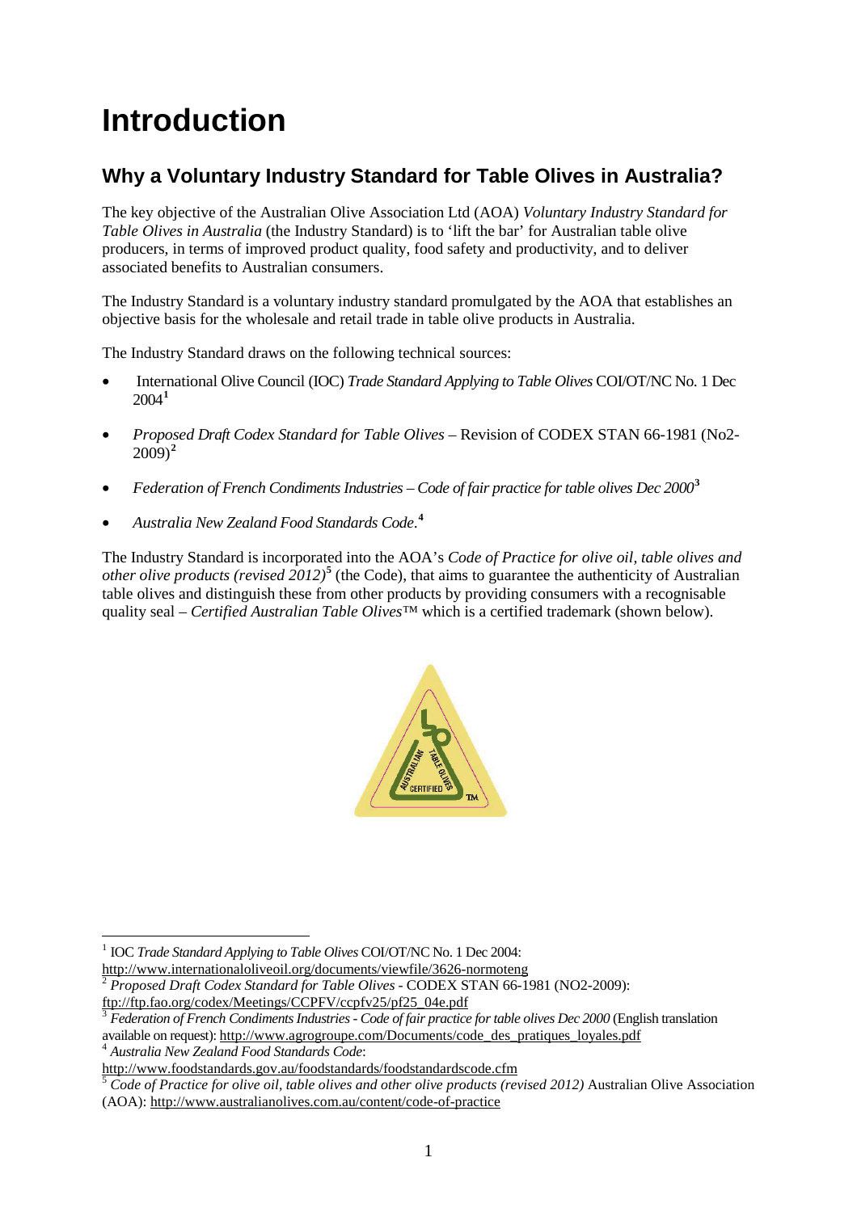# Introduction

## Why a Voluntary Industry Standard for Table Olives in Australia?

The key objective of the Australian Olive Association Ltd (AOA) *Voluntary Industry Standard for Table Olives in Australia* (the Industry Standard) is to 'lift the bar' for Australian table olive producers, in terms of improved product quality, food safety and productivity, and to deliver associated benefits to Australian consumers.

The Industry Standard is a voluntary industry standard promulgated by the AOA that establishes an objective basis for the wholesale and retail trade in table olive products in Australia.

The Industry Standard draws on the following technical sources:

- International Olive Council (IOC) *Trade Standard Applying to Table Olives* COI/OT/NC No. 1 Dec 2004[1]
- *Proposed Draft Codex Standard for Table Olives* – Revision of CODEX STAN 66-1981 (No2-2009)[2]
- *Federation of French Condiments Industries – Code of fair practice for table olives Dec 2000*[3]
- *Australia New Zealand Food Standards Code*.[4]

The Industry Standard is incorporated into the AOA's *Code of Practice for olive oil, table olives and other olive products (revised 2012)*[5] (the Code), that aims to guarantee the authenticity of Australian table olives and distinguish these from other products by providing consumers with a recognisable quality seal – *Certified Australian Table Olives*™ which is a certified trademark (shown below).

---

[1] IOC *Trade Standard Applying to Table Olives* COI/OT/NC No. 1 Dec 2004: http://www.internationaloliveoil.org/documents/viewfile/3626-normoteng

[2] *Proposed Draft Codex Standard for Table Olives* - CODEX STAN 66-1981 (NO2-2009): ftp://ftp.fao.org/codex/Meetings/CCPFV/ccpfv25/pf25_04e.pdf

[3] *Federation of French Condiments Industries - Code of fair practice for table olives Dec 2000* (English translation available on request): http://www.agrogroupe.com/Documents/code_des_pratiques_loyales.pdf

[4] *Australia New Zealand Food Standards Code*: http://www.foodstandards.gov.au/foodstandards/foodstandardscode.cfm

[5] *Code of Practice for olive oil, table olives and other olive products (revised 2012)* Australian Olive Association (AOA): http://www.australianolives.com.au/content/code-of-practice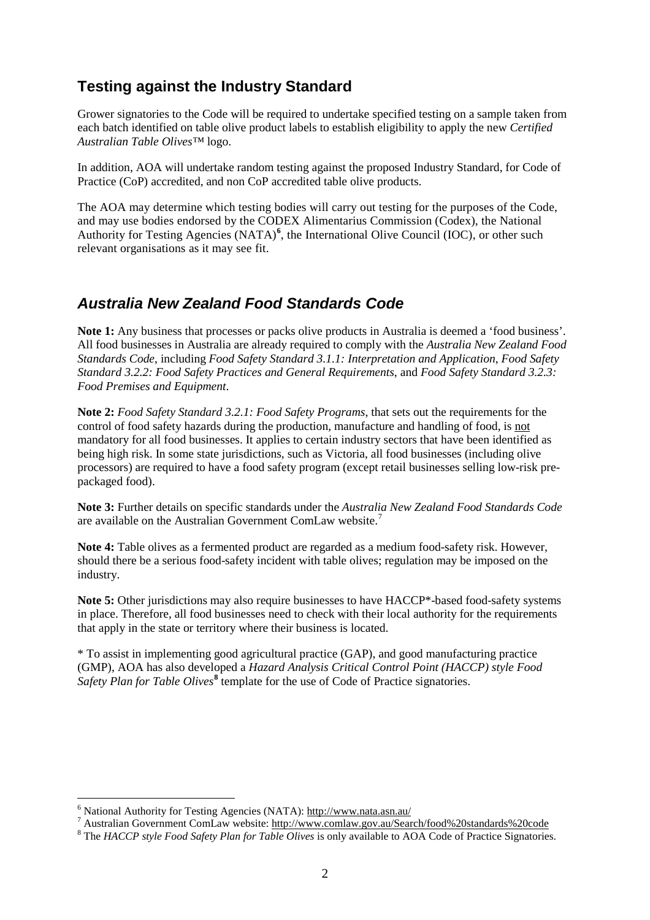## Testing against the Industry Standard

Grower signatories to the Code will be required to undertake specified testing on a sample taken from each batch identified on table olive product labels to establish eligibility to apply the new *Certified Australian Table Olives*™ logo.

In addition, AOA will undertake random testing against the proposed Industry Standard, for Code of Practice (CoP) accredited, and non CoP accredited table olive products.

The AOA may determine which testing bodies will carry out testing for the purposes of the Code, and may use bodies endorsed by the CODEX Alimentarius Commission (Codex), the National Authority for Testing Agencies (NATA)[6], the International Olive Council (IOC), or other such relevant organisations as it may see fit.

## *Australia New Zealand Food Standards Code*

**Note 1:** Any business that processes or packs olive products in Australia is deemed a 'food business'. All food businesses in Australia are already required to comply with the *Australia New Zealand Food Standards Code*, including *Food Safety Standard 3.1.1: Interpretation and Application*, *Food Safety Standard 3.2.2: Food Safety Practices and General Requirements*, and *Food Safety Standard 3.2.3: Food Premises and Equipment*.

**Note 2:** *Food Safety Standard 3.2.1: Food Safety Programs*, that sets out the requirements for the control of food safety hazards during the production, manufacture and handling of food, is not mandatory for all food businesses. It applies to certain industry sectors that have been identified as being high risk. In some state jurisdictions, such as Victoria, all food businesses (including olive processors) are required to have a food safety program (except retail businesses selling low-risk pre-packaged food).

**Note 3:** Further details on specific standards under the *Australia New Zealand Food Standards Code* are available on the Australian Government ComLaw website.[7]

**Note 4:** Table olives as a fermented product are regarded as a medium food-safety risk. However, should there be a serious food-safety incident with table olives; regulation may be imposed on the industry.

**Note 5:** Other jurisdictions may also require businesses to have HACCP*-based food-safety systems in place. Therefore, all food businesses need to check with their local authority for the requirements that apply in the state or territory where their business is located.

* To assist in implementing good agricultural practice (GAP), and good manufacturing practice (GMP), AOA has also developed a *Hazard Analysis Critical Control Point (HACCP) style Food Safety Plan for Table Olives*[8] template for the use of Code of Practice signatories.

---

[6] National Authority for Testing Agencies (NATA): http://www.nata.asn.au/

[7] Australian Government ComLaw website: http://www.comlaw.gov.au/Search/food%20standards%20code

[8] The *HACCP style Food Safety Plan for Table Olives* is only available to AOA Code of Practice Signatories.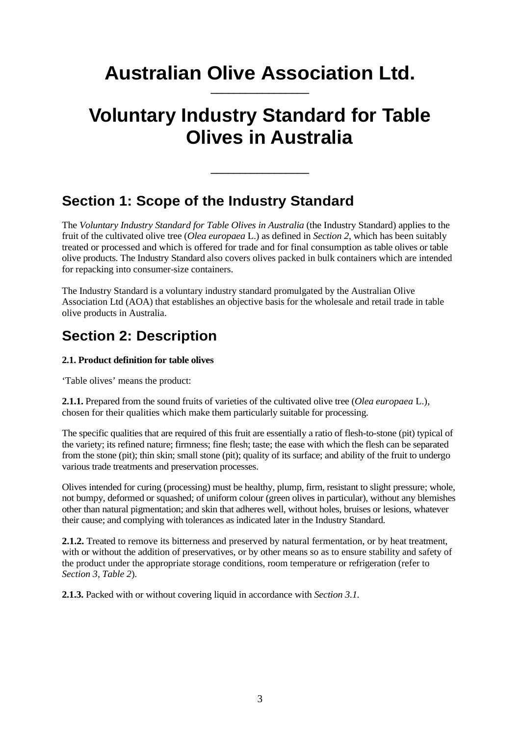# Australian Olive Association Ltd.

# Voluntary Industry Standard for Table Olives in Australia

## Section 1: Scope of the Industry Standard

The *Voluntary Industry Standard for Table Olives in Australia* (the Industry Standard) applies to the fruit of the cultivated olive tree (*Olea europaea* L.) as defined in *Section 2*, which has been suitably treated or processed and which is offered for trade and for final consumption as table olives or table olive products. The Industry Standard also covers olives packed in bulk containers which are intended for repacking into consumer-size containers.

The Industry Standard is a voluntary industry standard promulgated by the Australian Olive Association Ltd (AOA) that establishes an objective basis for the wholesale and retail trade in table olive products in Australia.

## Section 2: Description

**2.1. Product definition for table olives**

'Table olives' means the product:

**2.1.1.** Prepared from the sound fruits of varieties of the cultivated olive tree (*Olea europaea* L.), chosen for their qualities which make them particularly suitable for processing.

The specific qualities that are required of this fruit are essentially a ratio of flesh-to-stone (pit) typical of the variety; its refined nature; firmness; fine flesh; taste; the ease with which the flesh can be separated from the stone (pit); thin skin; small stone (pit); quality of its surface; and ability of the fruit to undergo various trade treatments and preservation processes.

Olives intended for curing (processing) must be healthy, plump, firm, resistant to slight pressure; whole, not bumpy, deformed or squashed; of uniform colour (green olives in particular), without any blemishes other than natural pigmentation; and skin that adheres well, without holes, bruises or lesions, whatever their cause; and complying with tolerances as indicated later in the Industry Standard.

**2.1.2.** Treated to remove its bitterness and preserved by natural fermentation, or by heat treatment, with or without the addition of preservatives, or by other means so as to ensure stability and safety of the product under the appropriate storage conditions, room temperature or refrigeration (refer to *Section 3, Table 2*).

**2.1.3.** Packed with or without covering liquid in accordance with *Section 3.1.*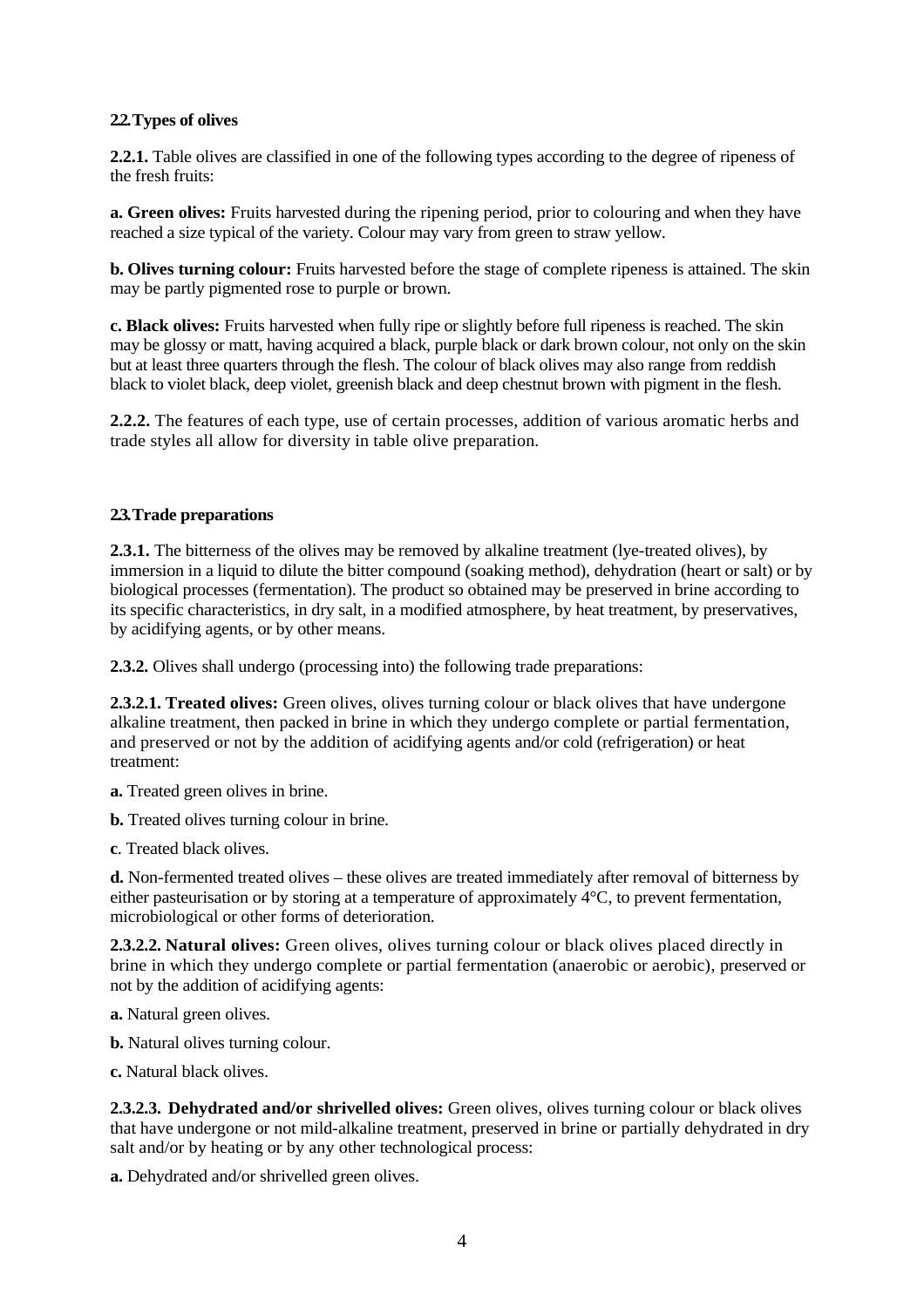### 2.2. Types of olives

**2.2.1.** Table olives are classified in one of the following types according to the degree of ripeness of the fresh fruits:

**a. Green olives:** Fruits harvested during the ripening period, prior to colouring and when they have reached a size typical of the variety. Colour may vary from green to straw yellow.

**b. Olives turning colour:** Fruits harvested before the stage of complete ripeness is attained. The skin may be partly pigmented rose to purple or brown.

**c. Black olives:** Fruits harvested when fully ripe or slightly before full ripeness is reached. The skin may be glossy or matt, having acquired a black, purple black or dark brown colour, not only on the skin but at least three quarters through the flesh. The colour of black olives may also range from reddish black to violet black, deep violet, greenish black and deep chestnut brown with pigment in the flesh.

**2.2.2.** The features of each type, use of certain processes, addition of various aromatic herbs and trade styles all allow for diversity in table olive preparation.

### 2.3. Trade preparations

**2.3.1.** The bitterness of the olives may be removed by alkaline treatment (lye-treated olives), by immersion in a liquid to dilute the bitter compound (soaking method), dehydration (heart or salt) or by biological processes (fermentation). The product so obtained may be preserved in brine according to its specific characteristics, in dry salt, in a modified atmosphere, by heat treatment, by preservatives, by acidifying agents, or by other means.

**2.3.2.** Olives shall undergo (processing into) the following trade preparations:

**2.3.2.1. Treated olives:** Green olives, olives turning colour or black olives that have undergone alkaline treatment, then packed in brine in which they undergo complete or partial fermentation, and preserved or not by the addition of acidifying agents and/or cold (refrigeration) or heat treatment:

**a.** Treated green olives in brine.

**b.** Treated olives turning colour in brine.

**c**. Treated black olives.

**d.** Non-fermented treated olives – these olives are treated immediately after removal of bitterness by either pasteurisation or by storing at a temperature of approximately 4°C, to prevent fermentation, microbiological or other forms of deterioration.

**2.3.2.2. Natural olives:** Green olives, olives turning colour or black olives placed directly in brine in which they undergo complete or partial fermentation (anaerobic or aerobic), preserved or not by the addition of acidifying agents:

**a.** Natural green olives.

**b.** Natural olives turning colour.

**c.** Natural black olives.

**2.3.2.3. Dehydrated and/or shrivelled olives:** Green olives, olives turning colour or black olives that have undergone or not mild-alkaline treatment, preserved in brine or partially dehydrated in dry salt and/or by heating or by any other technological process:

**a.** Dehydrated and/or shrivelled green olives.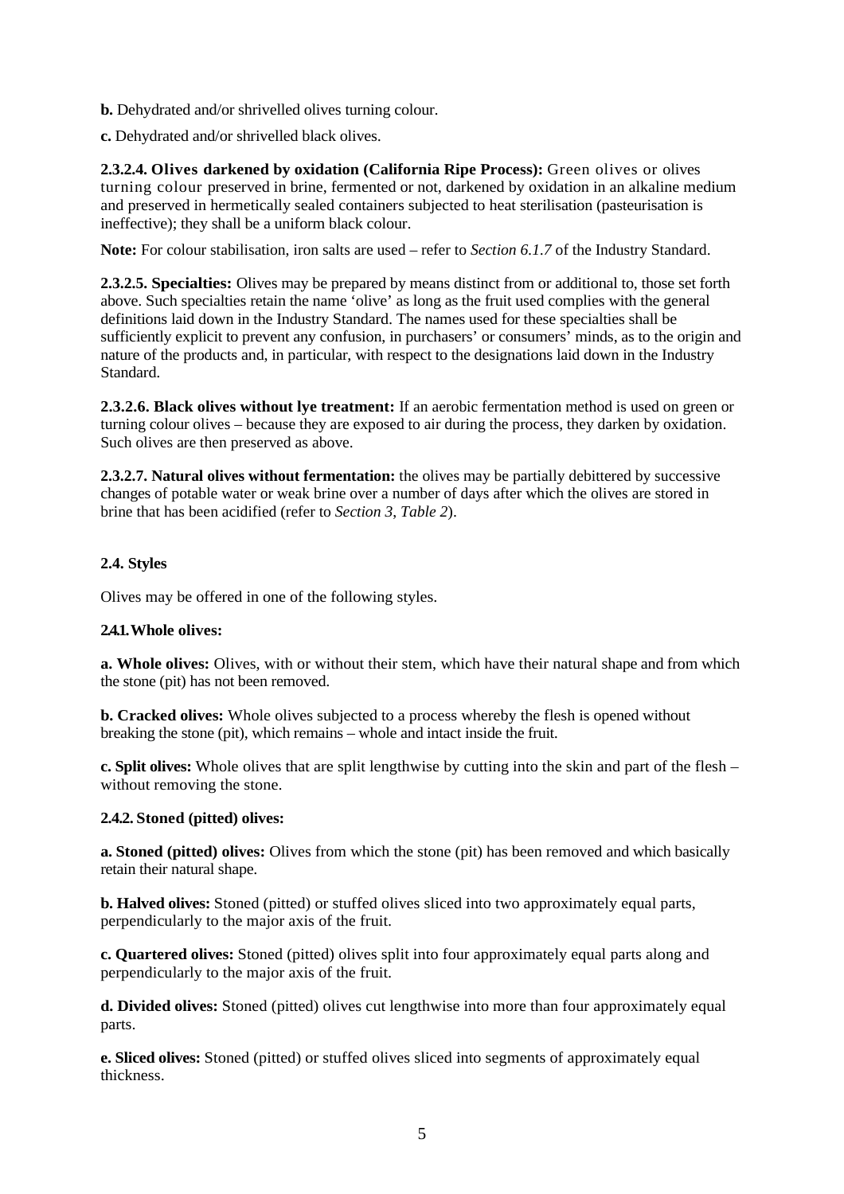**b.** Dehydrated and/or shrivelled olives turning colour.

**c.** Dehydrated and/or shrivelled black olives.

**2.3.2.4. Olives darkened by oxidation (California Ripe Process):** Green olives or olives turning colour preserved in brine, fermented or not, darkened by oxidation in an alkaline medium and preserved in hermetically sealed containers subjected to heat sterilisation (pasteurisation is ineffective); they shall be a uniform black colour.

**Note:** For colour stabilisation, iron salts are used – refer to *Section 6.1.7* of the Industry Standard.

**2.3.2.5. Specialties:** Olives may be prepared by means distinct from or additional to, those set forth above. Such specialties retain the name 'olive' as long as the fruit used complies with the general definitions laid down in the Industry Standard. The names used for these specialties shall be sufficiently explicit to prevent any confusion, in purchasers' or consumers' minds, as to the origin and nature of the products and, in particular, with respect to the designations laid down in the Industry Standard.

**2.3.2.6. Black olives without lye treatment:** If an aerobic fermentation method is used on green or turning colour olives – because they are exposed to air during the process, they darken by oxidation. Such olives are then preserved as above.

**2.3.2.7. Natural olives without fermentation:** the olives may be partially debittered by successive changes of potable water or weak brine over a number of days after which the olives are stored in brine that has been acidified (refer to *Section 3, Table 2*).

### 2.4. Styles

Olives may be offered in one of the following styles.

#### 2.4.1. Whole olives:

**a. Whole olives:** Olives, with or without their stem, which have their natural shape and from which the stone (pit) has not been removed.

**b. Cracked olives:** Whole olives subjected to a process whereby the flesh is opened without breaking the stone (pit), which remains – whole and intact inside the fruit.

**c. Split olives:** Whole olives that are split lengthwise by cutting into the skin and part of the flesh – without removing the stone.

#### 2.4.2. Stoned (pitted) olives:

**a. Stoned (pitted) olives:** Olives from which the stone (pit) has been removed and which basically retain their natural shape.

**b. Halved olives:** Stoned (pitted) or stuffed olives sliced into two approximately equal parts, perpendicularly to the major axis of the fruit.

**c. Quartered olives:** Stoned (pitted) olives split into four approximately equal parts along and perpendicularly to the major axis of the fruit.

**d. Divided olives:** Stoned (pitted) olives cut lengthwise into more than four approximately equal parts.

**e. Sliced olives:** Stoned (pitted) or stuffed olives sliced into segments of approximately equal thickness.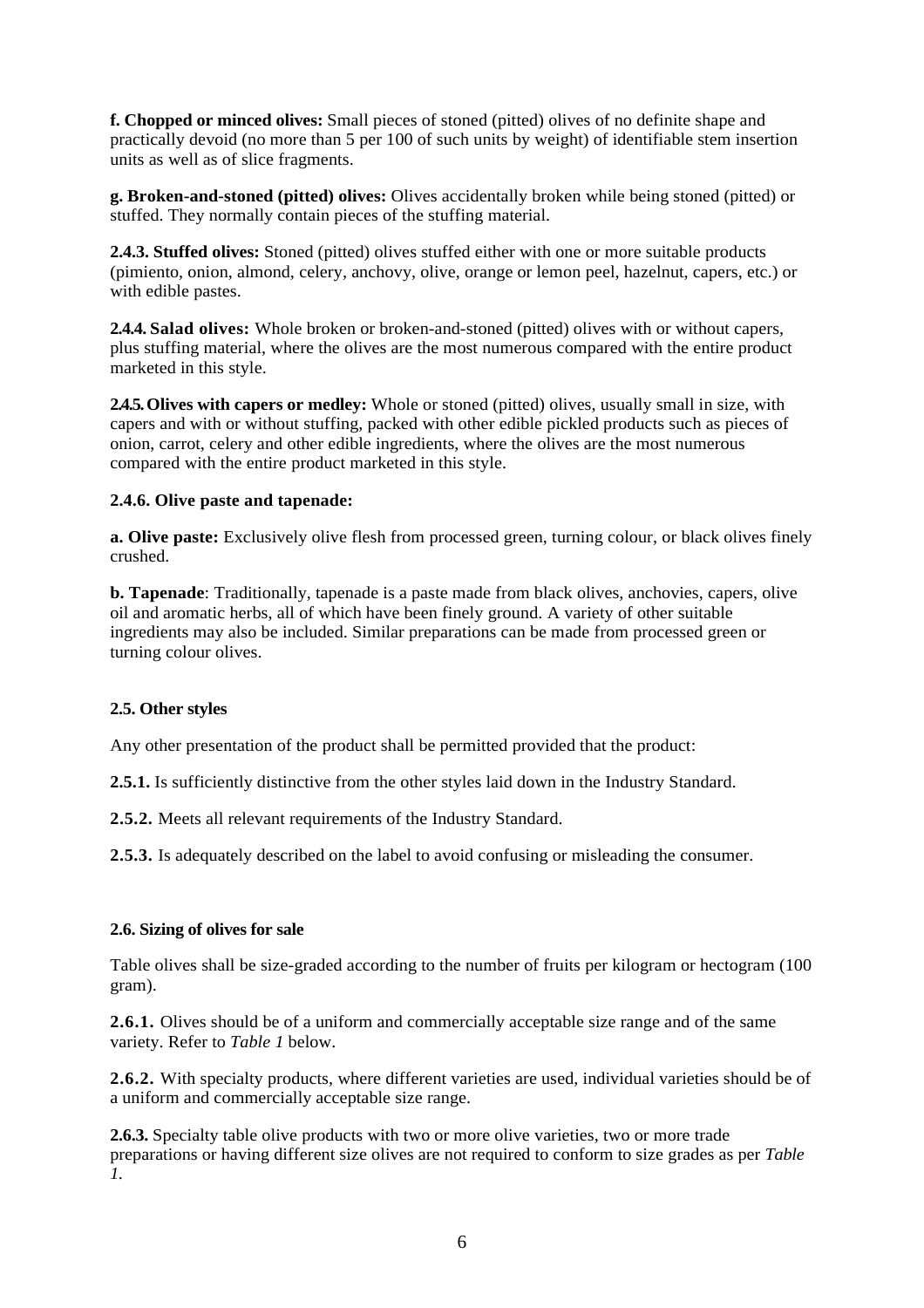**f. Chopped or minced olives:** Small pieces of stoned (pitted) olives of no definite shape and practically devoid (no more than 5 per 100 of such units by weight) of identifiable stem insertion units as well as of slice fragments.

**g. Broken-and-stoned (pitted) olives:** Olives accidentally broken while being stoned (pitted) or stuffed. They normally contain pieces of the stuffing material.

**2.4.3. Stuffed olives:** Stoned (pitted) olives stuffed either with one or more suitable products (pimiento, onion, almond, celery, anchovy, olive, orange or lemon peel, hazelnut, capers, etc.) or with edible pastes.

**2.4.4. Salad olives:** Whole broken or broken-and-stoned (pitted) olives with or without capers, plus stuffing material, where the olives are the most numerous compared with the entire product marketed in this style.

**2.4.5. Olives with capers or medley:** Whole or stoned (pitted) olives, usually small in size, with capers and with or without stuffing, packed with other edible pickled products such as pieces of onion, carrot, celery and other edible ingredients, where the olives are the most numerous compared with the entire product marketed in this style.

**2.4.6. Olive paste and tapenade:**

**a. Olive paste:** Exclusively olive flesh from processed green, turning colour, or black olives finely crushed.

**b. Tapenade**: Traditionally, tapenade is a paste made from black olives, anchovies, capers, olive oil and aromatic herbs, all of which have been finely ground. A variety of other suitable ingredients may also be included. Similar preparations can be made from processed green or turning colour olives.

**2.5. Other styles**

Any other presentation of the product shall be permitted provided that the product:

**2.5.1.** Is sufficiently distinctive from the other styles laid down in the Industry Standard.

**2.5.2.** Meets all relevant requirements of the Industry Standard.

**2.5.3.** Is adequately described on the label to avoid confusing or misleading the consumer.

**2.6. Sizing of olives for sale**

Table olives shall be size-graded according to the number of fruits per kilogram or hectogram (100 gram).

**2.6.1.** Olives should be of a uniform and commercially acceptable size range and of the same variety. Refer to *Table 1* below.

**2.6.2.** With specialty products, where different varieties are used, individual varieties should be of a uniform and commercially acceptable size range.

**2.6.3.** Specialty table olive products with two or more olive varieties, two or more trade preparations or having different size olives are not required to conform to size grades as per *Table 1*.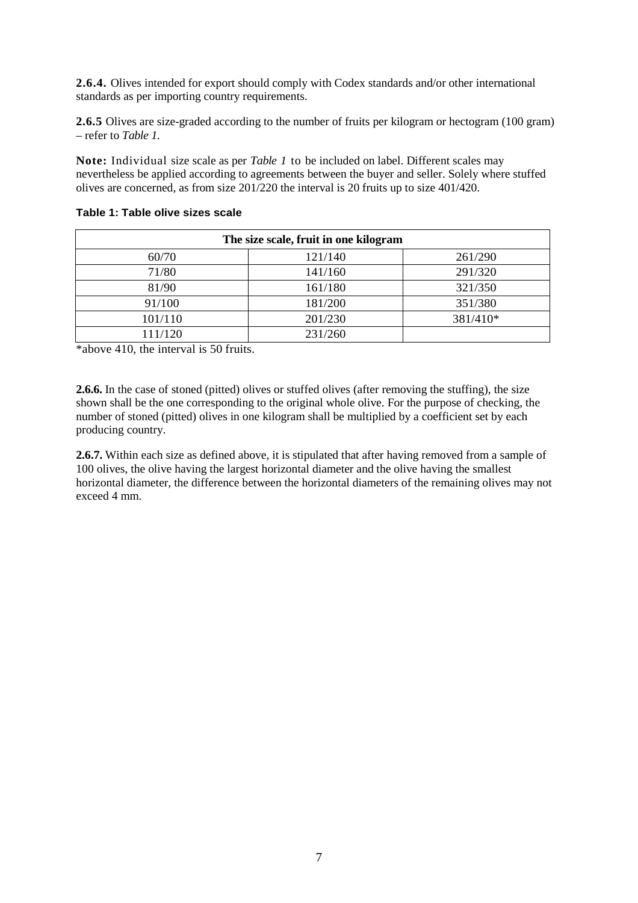**2.6.4.** Olives intended for export should comply with Codex standards and/or other international standards as per importing country requirements.

**2.6.5** Olives are size-graded according to the number of fruits per kilogram or hectogram (100 gram) – refer to *Table 1.*

**Note:** Individual size scale as per *Table 1* to be included on label. Different scales may nevertheless be applied according to agreements between the buyer and seller. Solely where stuffed olives are concerned, as from size 201/220 the interval is 20 fruits up to size 401/420.

**Table 1: Table olive sizes scale**

| The size scale, fruit in one kilogram | | |
|---|---|---|
| 60/70 | 121/140 | 261/290 |
| 71/80 | 141/160 | 291/320 |
| 81/90 | 161/180 | 321/350 |
| 91/100 | 181/200 | 351/380 |
| 101/110 | 201/230 | 381/410* |
| 111/120 | 231/260 | |

*above 410, the interval is 50 fruits.

**2.6.6.** In the case of stoned (pitted) olives or stuffed olives (after removing the stuffing), the size shown shall be the one corresponding to the original whole olive. For the purpose of checking, the number of stoned (pitted) olives in one kilogram shall be multiplied by a coefficient set by each producing country.

**2.6.7.** Within each size as defined above, it is stipulated that after having removed from a sample of 100 olives, the olive having the largest horizontal diameter and the olive having the smallest horizontal diameter, the difference between the horizontal diameters of the remaining olives may not exceed 4 mm.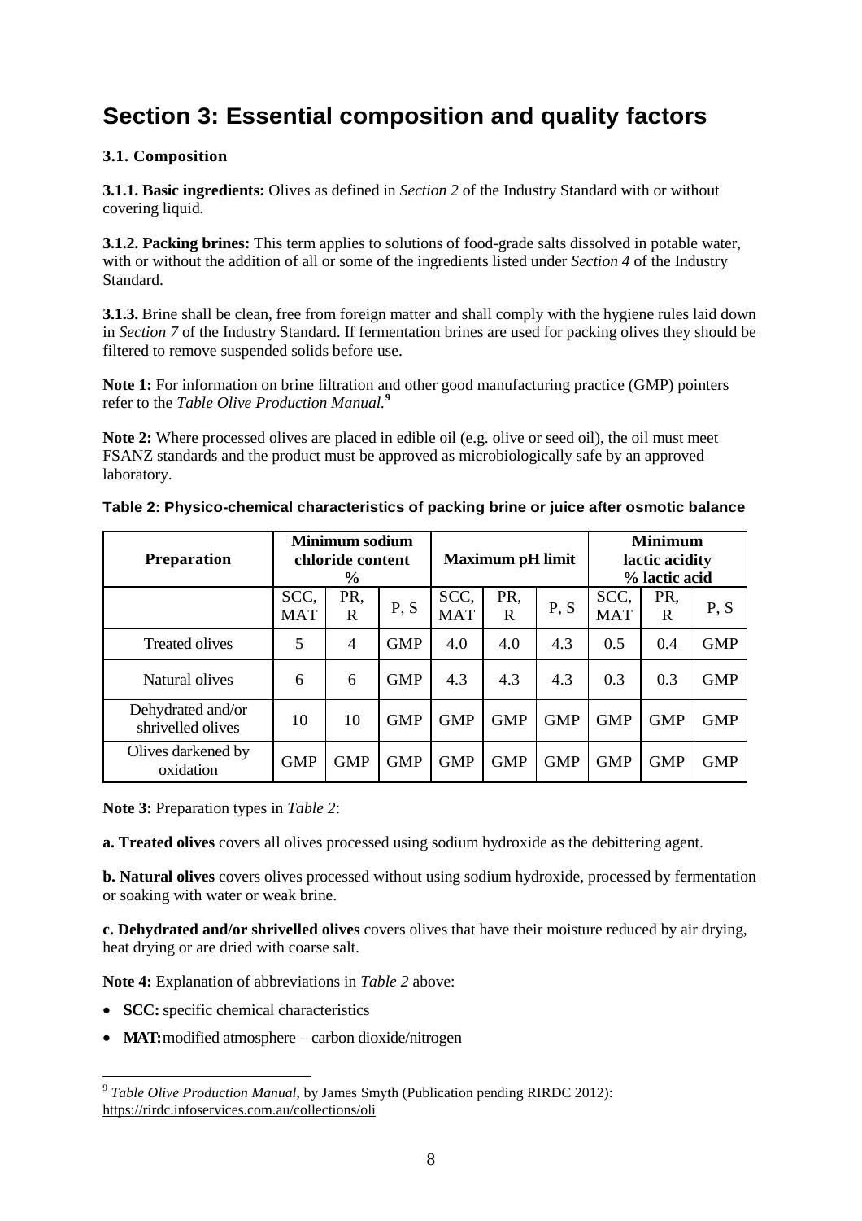# Section 3: Essential composition and quality factors

### 3.1. Composition

**3.1.1. Basic ingredients:** Olives as defined in *Section 2* of the Industry Standard with or without covering liquid.

**3.1.2. Packing brines:** This term applies to solutions of food-grade salts dissolved in potable water, with or without the addition of all or some of the ingredients listed under *Section 4* of the Industry Standard.

**3.1.3.** Brine shall be clean, free from foreign matter and shall comply with the hygiene rules laid down in *Section 7* of the Industry Standard. If fermentation brines are used for packing olives they should be filtered to remove suspended solids before use.

**Note 1:** For information on brine filtration and other good manufacturing practice (GMP) pointers refer to the *Table Olive Production Manual*.[9]

**Note 2:** Where processed olives are placed in edible oil (e.g. olive or seed oil), the oil must meet FSANZ standards and the product must be approved as microbiologically safe by an approved laboratory.

**Table 2: Physico-chemical characteristics of packing brine or juice after osmotic balance**

| Preparation | Minimum sodium chloride content % | | | Maximum pH limit | | | Minimum lactic acidity % lactic acid | | |
|---|---|---|---|---|---|---|---|---|---|
| | SCC, MAT | PR, R | P, S | SCC, MAT | PR, R | P, S | SCC, MAT | PR, R | P, S |
| Treated olives | 5 | 4 | GMP | 4.0 | 4.0 | 4.3 | 0.5 | 0.4 | GMP |
| Natural olives | 6 | 6 | GMP | 4.3 | 4.3 | 4.3 | 0.3 | 0.3 | GMP |
| Dehydrated and/or shrivelled olives | 10 | 10 | GMP | GMP | GMP | GMP | GMP | GMP | GMP |
| Olives darkened by oxidation | GMP | GMP | GMP | GMP | GMP | GMP | GMP | GMP | GMP |

**Note 3:** Preparation types in *Table 2*:

**a. Treated olives** covers all olives processed using sodium hydroxide as the debittering agent.

**b. Natural olives** covers olives processed without using sodium hydroxide, processed by fermentation or soaking with water or weak brine.

**c. Dehydrated and/or shrivelled olives** covers olives that have their moisture reduced by air drying, heat drying or are dried with coarse salt.

**Note 4:** Explanation of abbreviations in *Table 2* above:

- **SCC:** specific chemical characteristics
- **MAT:** modified atmosphere – carbon dioxide/nitrogen

---

[9] *Table Olive Production Manual*, by James Smyth (Publication pending RIRDC 2012): https://rirdc.infoservices.com.au/collections/oli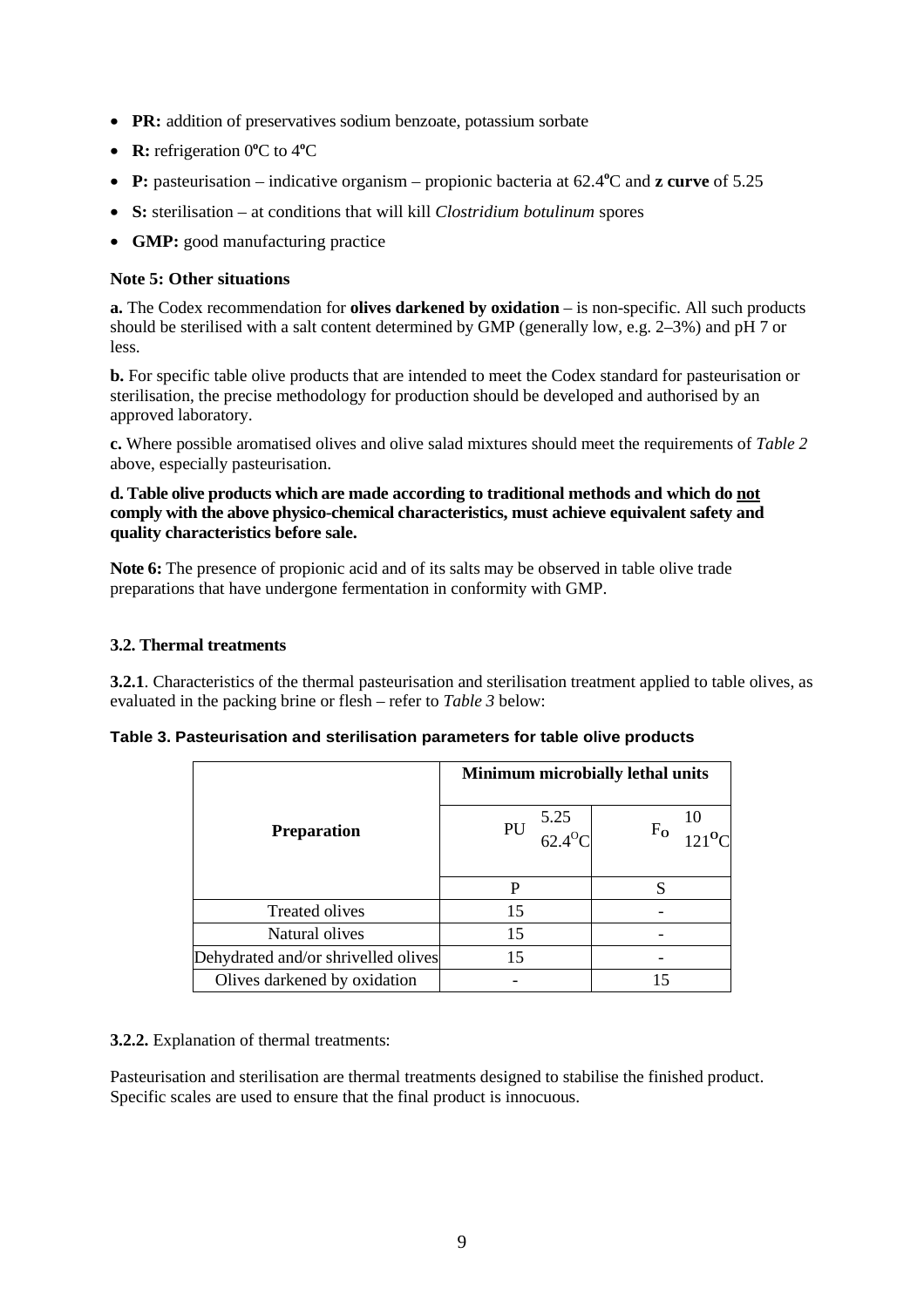- **PR:** addition of preservatives sodium benzoate, potassium sorbate
- **R:** refrigeration 0ºC to 4ºC
- **P:** pasteurisation – indicative organism – propionic bacteria at 62.4ºC and **z curve** of 5.25
- **S:** sterilisation – at conditions that will kill *Clostridium botulinum* spores
- **GMP:** good manufacturing practice

**Note 5: Other situations**

**a.** The Codex recommendation for **olives darkened by oxidation** – is non-specific. All such products should be sterilised with a salt content determined by GMP (generally low, e.g. 2–3%) and pH 7 or less.

**b.** For specific table olive products that are intended to meet the Codex standard for pasteurisation or sterilisation, the precise methodology for production should be developed and authorised by an approved laboratory.

**c.** Where possible aromatised olives and olive salad mixtures should meet the requirements of *Table 2* above, especially pasteurisation.

**d. Table olive products which are made according to traditional methods and which do not comply with the above physico-chemical characteristics, must achieve equivalent safety and quality characteristics before sale.**

**Note 6:** The presence of propionic acid and of its salts may be observed in table olive trade preparations that have undergone fermentation in conformity with GMP.

### 3.2. Thermal treatments

**3.2.1**. Characteristics of the thermal pasteurisation and sterilisation treatment applied to table olives, as evaluated in the packing brine or flesh – refer to *Table 3* below:

**Table 3. Pasteurisation and sterilisation parameters for table olive products**

| Preparation | Minimum microbially lethal units | |
|---|---|---|
| | $PU^{5.25}_{62.4^{o}C}$ | $F_{o}{}^{10}_{121^{o}C}$ |
| | P | S |
| Treated olives | 15 | - |
| Natural olives | 15 | - |
| Dehydrated and/or shrivelled olives | 15 | - |
| Olives darkened by oxidation | - | 15 |

**3.2.2.** Explanation of thermal treatments:

Pasteurisation and sterilisation are thermal treatments designed to stabilise the finished product. Specific scales are used to ensure that the final product is innocuous.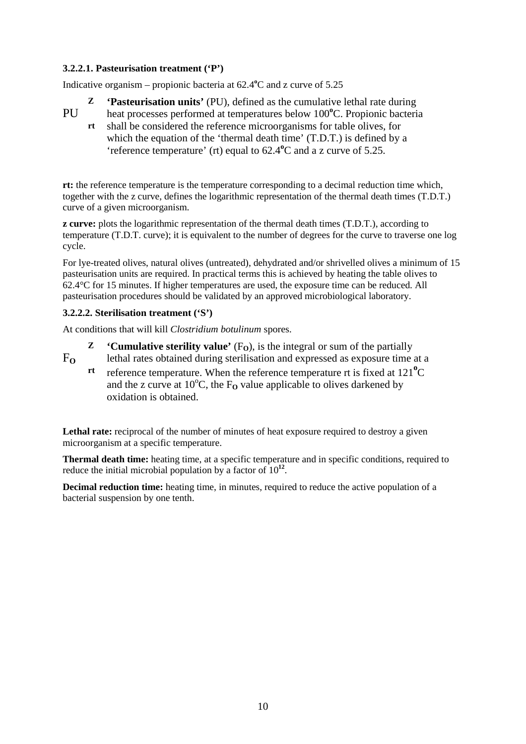### 3.2.2.1. Pasteurisation treatment ('P')

Indicative organism – propionic bacteria at 62.4ºC and z curve of 5.25

$PU_{rt}^{Z}$ **'Pasteurisation units'** (PU), defined as the cumulative lethal rate during heat processes performed at temperatures below 100ºC. Propionic bacteria shall be considered the reference microorganisms for table olives, for which the equation of the 'thermal death time' (T.D.T.) is defined by a 'reference temperature' (rt) equal to 62.4ºC and a z curve of 5.25.

**rt:** the reference temperature is the temperature corresponding to a decimal reduction time which, together with the z curve, defines the logarithmic representation of the thermal death times (T.D.T.) curve of a given microorganism.

**z curve:** plots the logarithmic representation of the thermal death times (T.D.T.), according to temperature (T.D.T. curve); it is equivalent to the number of degrees for the curve to traverse one log cycle.

For lye-treated olives, natural olives (untreated), dehydrated and/or shrivelled olives a minimum of 15 pasteurisation units are required. In practical terms this is achieved by heating the table olives to 62.4°C for 15 minutes. If higher temperatures are used, the exposure time can be reduced. All pasteurisation procedures should be validated by an approved microbiological laboratory.

### 3.2.2.2. Sterilisation treatment ('S')

At conditions that will kill *Clostridium botulinum* spores.

$F_{O\,rt}^{Z}$ **'Cumulative sterility value'** ($F_O$), is the integral or sum of the partially lethal rates obtained during sterilisation and expressed as exposure time at a reference temperature. When the reference temperature rt is fixed at 121ºC and the z curve at 10ºC, the $F_O$ value applicable to olives darkened by oxidation is obtained.

**Lethal rate:** reciprocal of the number of minutes of heat exposure required to destroy a given microorganism at a specific temperature.

**Thermal death time:** heating time, at a specific temperature and in specific conditions, required to reduce the initial microbial population by a factor of $10^{12}$.

**Decimal reduction time:** heating time, in minutes, required to reduce the active population of a bacterial suspension by one tenth.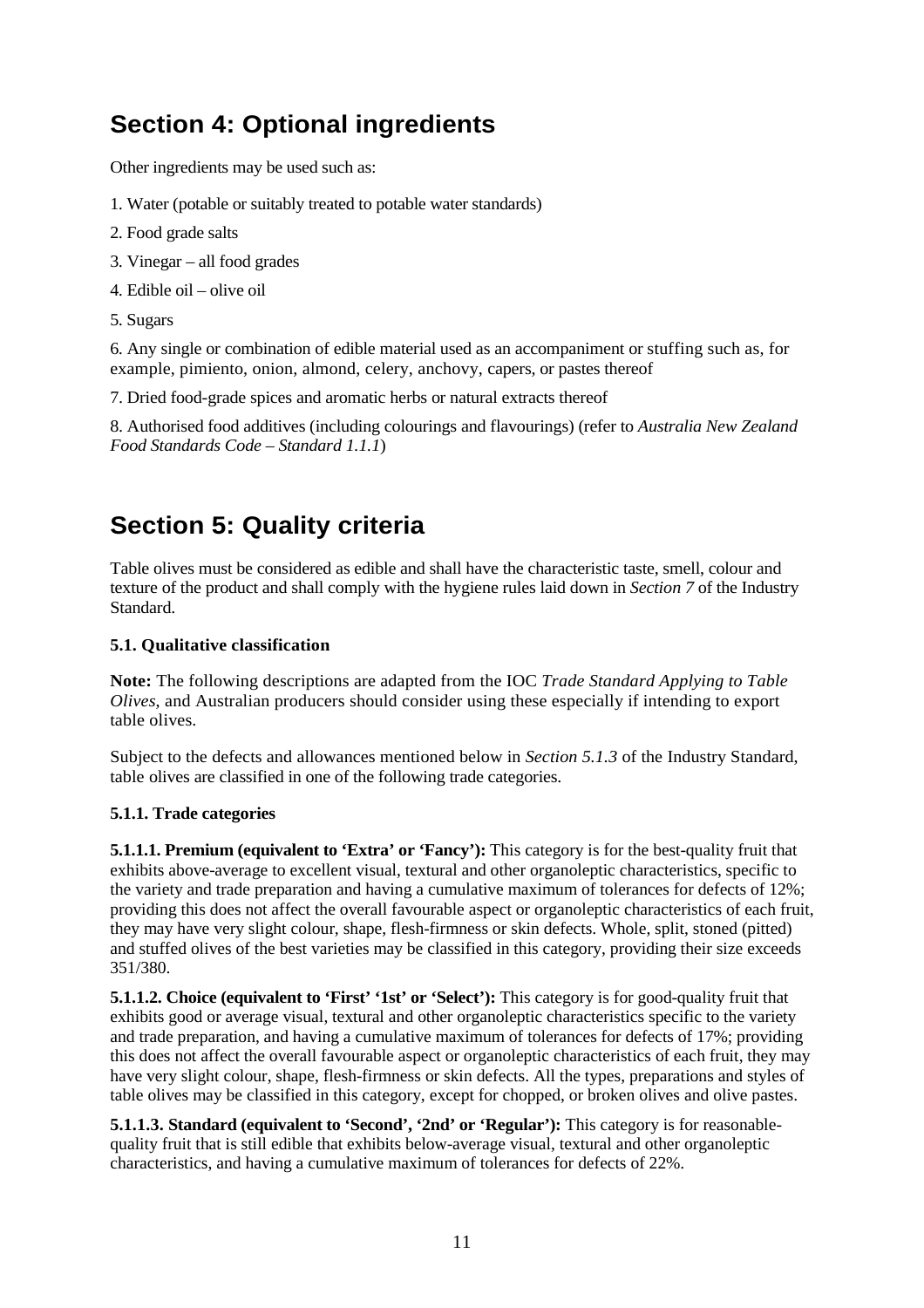## Section 4: Optional ingredients

Other ingredients may be used such as:

1. Water (potable or suitably treated to potable water standards)

2. Food grade salts

3. Vinegar – all food grades

4. Edible oil – olive oil

5. Sugars

6. Any single or combination of edible material used as an accompaniment or stuffing such as, for example, pimiento, onion, almond, celery, anchovy, capers, or pastes thereof

7. Dried food-grade spices and aromatic herbs or natural extracts thereof

8. Authorised food additives (including colourings and flavourings) (refer to *Australia New Zealand Food Standards Code – Standard 1.1.1*)

## Section 5: Quality criteria

Table olives must be considered as edible and shall have the characteristic taste, smell, colour and texture of the product and shall comply with the hygiene rules laid down in *Section 7* of the Industry Standard.

### 5.1. Qualitative classification

**Note:** The following descriptions are adapted from the IOC *Trade Standard Applying to Table Olives*, and Australian producers should consider using these especially if intending to export table olives.

Subject to the defects and allowances mentioned below in *Section 5.1.3* of the Industry Standard, table olives are classified in one of the following trade categories.

#### 5.1.1. Trade categories

**5.1.1.1. Premium (equivalent to 'Extra' or 'Fancy'):** This category is for the best-quality fruit that exhibits above-average to excellent visual, textural and other organoleptic characteristics, specific to the variety and trade preparation and having a cumulative maximum of tolerances for defects of 12%; providing this does not affect the overall favourable aspect or organoleptic characteristics of each fruit, they may have very slight colour, shape, flesh-firmness or skin defects. Whole, split, stoned (pitted) and stuffed olives of the best varieties may be classified in this category, providing their size exceeds 351/380.

**5.1.1.2. Choice (equivalent to 'First' '1st' or 'Select'):** This category is for good-quality fruit that exhibits good or average visual, textural and other organoleptic characteristics specific to the variety and trade preparation, and having a cumulative maximum of tolerances for defects of 17%; providing this does not affect the overall favourable aspect or organoleptic characteristics of each fruit, they may have very slight colour, shape, flesh-firmness or skin defects. All the types, preparations and styles of table olives may be classified in this category, except for chopped, or broken olives and olive pastes.

**5.1.1.3. Standard (equivalent to 'Second', '2nd' or 'Regular'):** This category is for reasonable-quality fruit that is still edible that exhibits below-average visual, textural and other organoleptic characteristics, and having a cumulative maximum of tolerances for defects of 22%.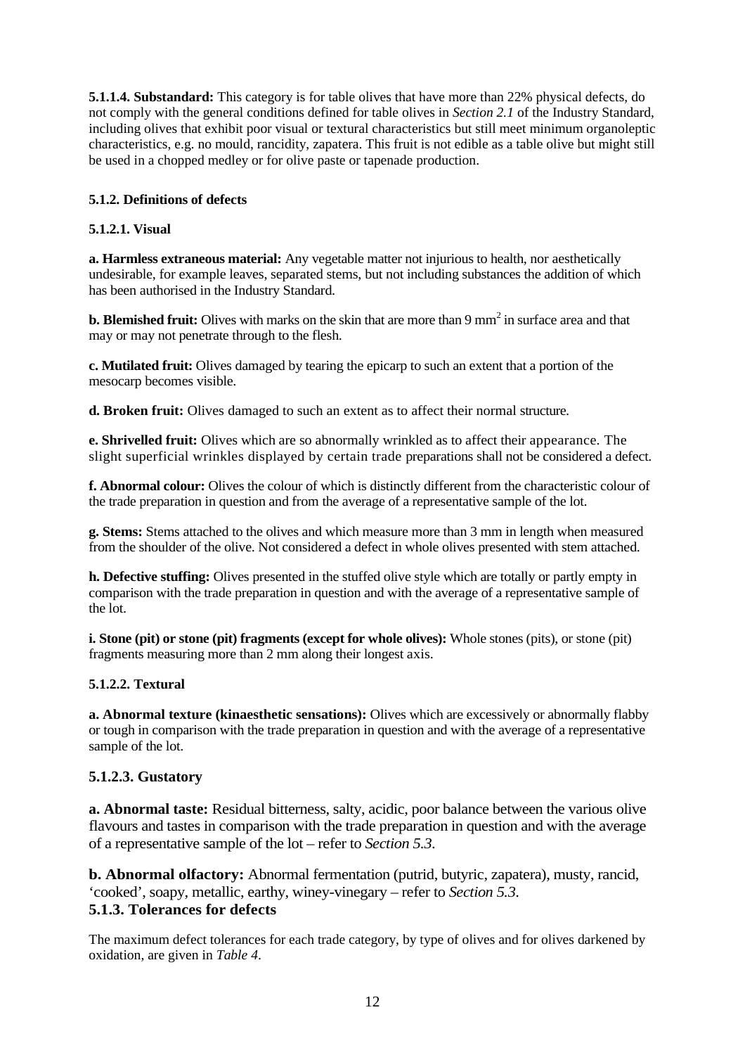**5.1.1.4. Substandard:** This category is for table olives that have more than 22% physical defects, do not comply with the general conditions defined for table olives in *Section 2.1* of the Industry Standard, including olives that exhibit poor visual or textural characteristics but still meet minimum organoleptic characteristics, e.g. no mould, rancidity, zapatera. This fruit is not edible as a table olive but might still be used in a chopped medley or for olive paste or tapenade production.

#### 5.1.2. Definitions of defects

##### 5.1.2.1. Visual

**a. Harmless extraneous material:** Any vegetable matter not injurious to health, nor aesthetically undesirable, for example leaves, separated stems, but not including substances the addition of which has been authorised in the Industry Standard.

**b. Blemished fruit:** Olives with marks on the skin that are more than 9 $mm^2$ in surface area and that may or may not penetrate through to the flesh.

**c. Mutilated fruit:** Olives damaged by tearing the epicarp to such an extent that a portion of the mesocarp becomes visible.

**d. Broken fruit:** Olives damaged to such an extent as to affect their normal structure.

**e. Shrivelled fruit:** Olives which are so abnormally wrinkled as to affect their appearance. The slight superficial wrinkles displayed by certain trade preparations shall not be considered a defect.

**f. Abnormal colour:** Olives the colour of which is distinctly different from the characteristic colour of the trade preparation in question and from the average of a representative sample of the lot.

**g. Stems:** Stems attached to the olives and which measure more than 3 mm in length when measured from the shoulder of the olive. Not considered a defect in whole olives presented with stem attached.

**h. Defective stuffing:** Olives presented in the stuffed olive style which are totally or partly empty in comparison with the trade preparation in question and with the average of a representative sample of the lot.

**i. Stone (pit) or stone (pit) fragments (except for whole olives):** Whole stones (pits), or stone (pit) fragments measuring more than 2 mm along their longest axis.

##### 5.1.2.2. Textural

**a. Abnormal texture (kinaesthetic sensations):** Olives which are excessively or abnormally flabby or tough in comparison with the trade preparation in question and with the average of a representative sample of the lot.

##### 5.1.2.3. Gustatory

**a. Abnormal taste:** Residual bitterness, salty, acidic, poor balance between the various olive flavours and tastes in comparison with the trade preparation in question and with the average of a representative sample of the lot – refer to *Section 5.3*.

**b. Abnormal olfactory:** Abnormal fermentation (putrid, butyric, zapatera), musty, rancid, 'cooked', soapy, metallic, earthy, winey-vinegary – refer to *Section 5.3*.

#### 5.1.3. Tolerances for defects

The maximum defect tolerances for each trade category, by type of olives and for olives darkened by oxidation, are given in *Table 4*.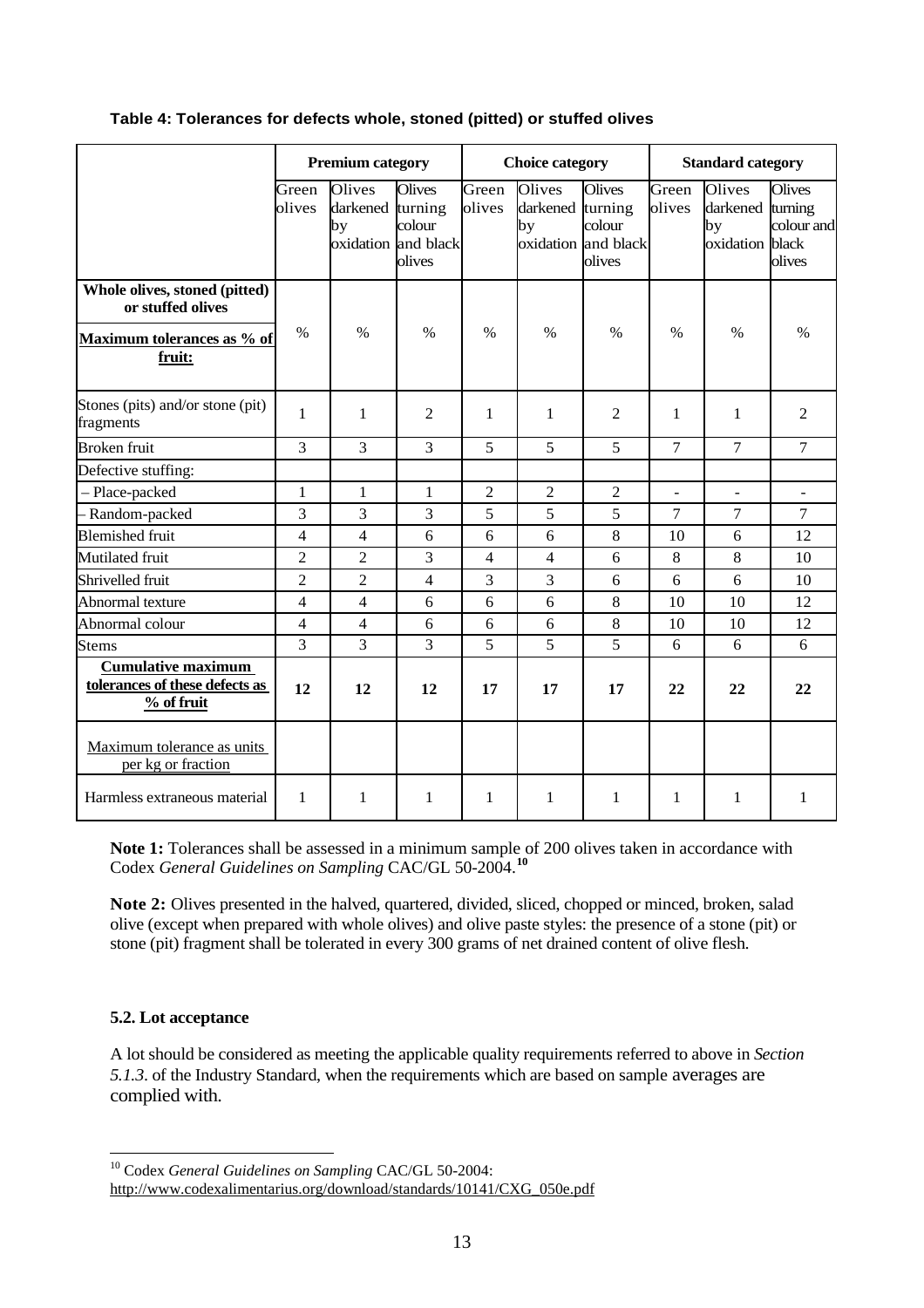**Table 4: Tolerances for defects whole, stoned (pitted) or stuffed olives**

| | Premium category | | | Choice category | | | Standard category | | |
|---|---|---|---|---|---|---|---|---|---|
| | Green olives | Olives darkened by oxidation | Olives turning colour and black olives | Green olives | Olives darkened by oxidation | Olives turning colour and black olives | Green olives | Olives darkened by oxidation | Olives turning colour and black olives |
| **Whole olives, stoned (pitted) or stuffed olives** <br> **Maximum tolerances as % of fruit:** | % | % | % | % | % | % | % | % | % |
| Stones (pits) and/or stone (pit) fragments | 1 | 1 | 2 | 1 | 1 | 2 | 1 | 1 | 2 |
| Broken fruit | 3 | 3 | 3 | 5 | 5 | 5 | 7 | 7 | 7 |
| Defective stuffing: | | | | | | | | | |
| – Place-packed | 1 | 1 | 1 | 2 | 2 | 2 | - | - | - |
| – Random-packed | 3 | 3 | 3 | 5 | 5 | 5 | 7 | 7 | 7 |
| Blemished fruit | 4 | 4 | 6 | 6 | 6 | 8 | 10 | 6 | 12 |
| Mutilated fruit | 2 | 2 | 3 | 4 | 4 | 6 | 8 | 8 | 10 |
| Shrivelled fruit | 2 | 2 | 4 | 3 | 3 | 6 | 6 | 6 | 10 |
| Abnormal texture | 4 | 4 | 6 | 6 | 6 | 8 | 10 | 10 | 12 |
| Abnormal colour | 4 | 4 | 6 | 6 | 6 | 8 | 10 | 10 | 12 |
| Stems | 3 | 3 | 3 | 5 | 5 | 5 | 6 | 6 | 6 |
| **Cumulative maximum tolerances of these defects as % of fruit** | **12** | **12** | **12** | **17** | **17** | **17** | **22** | **22** | **22** |
| Maximum tolerance as units per kg or fraction | | | | | | | | | |
| Harmless extraneous material | 1 | 1 | 1 | 1 | 1 | 1 | 1 | 1 | 1 |

**Note 1:** Tolerances shall be assessed in a minimum sample of 200 olives taken in accordance with Codex *General Guidelines on Sampling* CAC/GL 50-2004.[10]

**Note 2:** Olives presented in the halved, quartered, divided, sliced, chopped or minced, broken, salad olive (except when prepared with whole olives) and olive paste styles: the presence of a stone (pit) or stone (pit) fragment shall be tolerated in every 300 grams of net drained content of olive flesh.

**5.2. Lot acceptance**

A lot should be considered as meeting the applicable quality requirements referred to above in *Section 5.1.3.* of the Industry Standard, when the requirements which are based on sample averages are complied with.

[10] Codex *General Guidelines on Sampling* CAC/GL 50-2004:
http://www.codexalimentarius.org/download/standards/10141/CXG_050e.pdf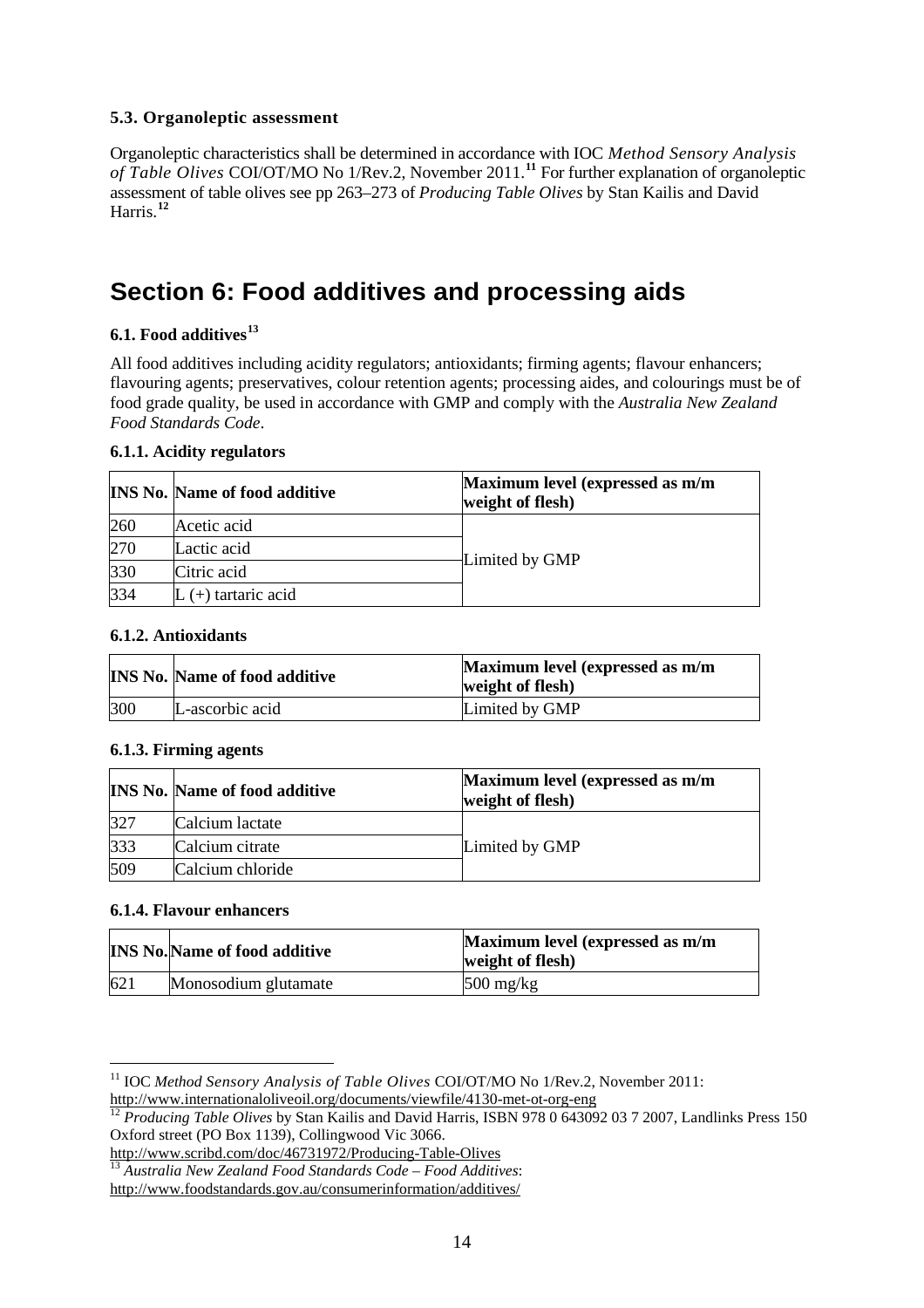### 5.3. Organoleptic assessment

Organoleptic characteristics shall be determined in accordance with IOC *Method Sensory Analysis of Table Olives* COI/OT/MO No 1/Rev.2, November 2011.[11] For further explanation of organoleptic assessment of table olives see pp 263–273 of *Producing Table Olives* by Stan Kailis and David Harris.[12]

# Section 6: Food additives and processing aids

### 6.1. Food additives[13]

All food additives including acidity regulators; antioxidants; firming agents; flavour enhancers; flavouring agents; preservatives, colour retention agents; processing aides, and colourings must be of food grade quality, be used in accordance with GMP and comply with the *Australia New Zealand Food Standards Code*.

#### 6.1.1. Acidity regulators

| INS No. | Name of food additive | Maximum level (expressed as m/m weight of flesh) |
|---|---|---|
| 260 | Acetic acid | Limited by GMP |
| 270 | Lactic acid | |
| 330 | Citric acid | |
| 334 | L (+) tartaric acid | |

#### 6.1.2. Antioxidants

| INS No. | Name of food additive | Maximum level (expressed as m/m weight of flesh) |
|---|---|---|
| 300 | L-ascorbic acid | Limited by GMP |

#### 6.1.3. Firming agents

| INS No. | Name of food additive | Maximum level (expressed as m/m weight of flesh) |
|---|---|---|
| 327 | Calcium lactate | Limited by GMP |
| 333 | Calcium citrate | |
| 509 | Calcium chloride | |

#### 6.1.4. Flavour enhancers

| INS No. | Name of food additive | Maximum level (expressed as m/m weight of flesh) |
|---|---|---|
| 621 | Monosodium glutamate | 500 mg/kg |

---

[11] IOC *Method Sensory Analysis of Table Olives* COI/OT/MO No 1/Rev.2, November 2011: http://www.internationaloliveoil.org/documents/viewfile/4130-met-ot-org-eng

[12] *Producing Table Olives* by Stan Kailis and David Harris, ISBN 978 0 643092 03 7 2007, Landlinks Press 150 Oxford street (PO Box 1139), Collingwood Vic 3066. http://www.scribd.com/doc/46731972/Producing-Table-Olives

[13] *Australia New Zealand Food Standards Code – Food Additives*: http://www.foodstandards.gov.au/consumerinformation/additives/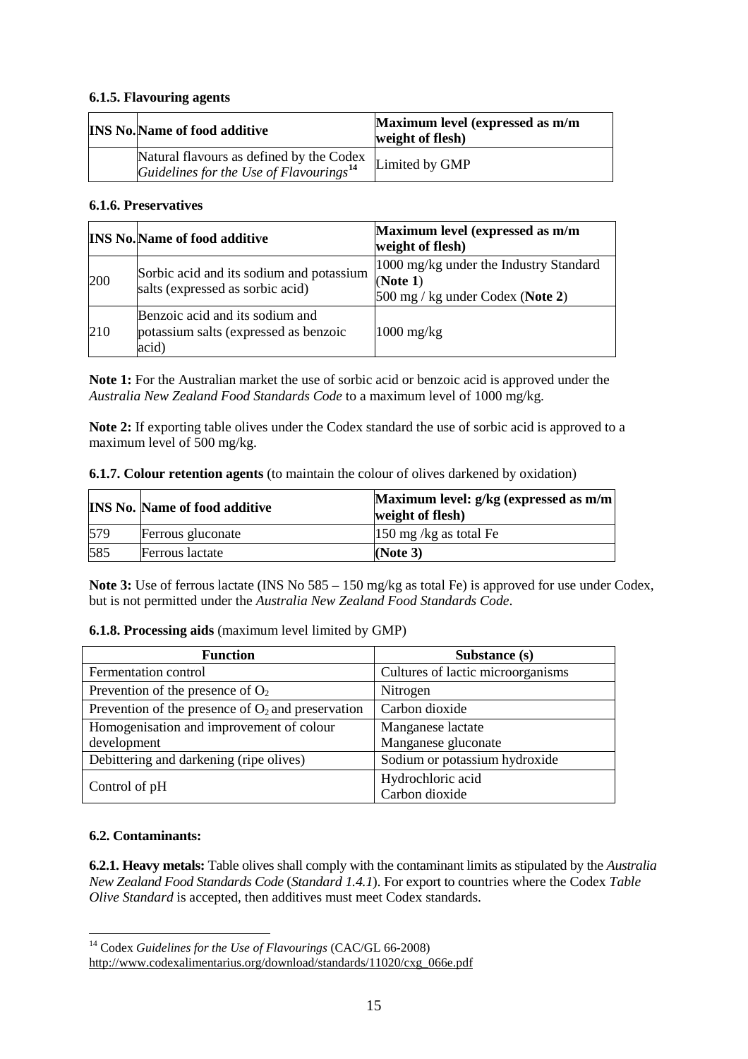#### 6.1.5. Flavouring agents

| INS No. | Name of food additive | Maximum level (expressed as m/m weight of flesh) |
|---|---|---|
| | Natural flavours as defined by the Codex *Guidelines for the Use of Flavourings*[14] | Limited by GMP |

#### 6.1.6. Preservatives

| INS No. | Name of food additive | Maximum level (expressed as m/m weight of flesh) |
|---|---|---|
| 200 | Sorbic acid and its sodium and potassium salts (expressed as sorbic acid) | 1000 mg/kg under the Industry Standard (**Note 1**)<br>500 mg / kg under Codex (**Note 2**) |
| 210 | Benzoic acid and its sodium and potassium salts (expressed as benzoic acid) | 1000 mg/kg |

**Note 1:** For the Australian market the use of sorbic acid or benzoic acid is approved under the *Australia New Zealand Food Standards Code* to a maximum level of 1000 mg/kg.

**Note 2:** If exporting table olives under the Codex standard the use of sorbic acid is approved to a maximum level of 500 mg/kg.

**6.1.7. Colour retention agents** (to maintain the colour of olives darkened by oxidation)

| INS No. | Name of food additive | Maximum level: g/kg (expressed as m/m weight of flesh) |
|---|---|---|
| 579 | Ferrous gluconate | 150 mg /kg as total Fe |
| 585 | Ferrous lactate | **(Note 3)** |

**Note 3:** Use of ferrous lactate (INS No 585 – 150 mg/kg as total Fe) is approved for use under Codex, but is not permitted under the *Australia New Zealand Food Standards Code*.

**6.1.8. Processing aids** (maximum level limited by GMP)

| Function | Substance (s) |
|---|---|
| Fermentation control | Cultures of lactic microorganisms |
| Prevention of the presence of $O_2$ | Nitrogen |
| Prevention of the presence of $O_2$ and preservation | Carbon dioxide |
| Homogenisation and improvement of colour development | Manganese lactate<br>Manganese gluconate |
| Debittering and darkening (ripe olives) | Sodium or potassium hydroxide |
| Control of pH | Hydrochloric acid<br>Carbon dioxide |

### 6.2. Contaminants:

**6.2.1. Heavy metals:** Table olives shall comply with the contaminant limits as stipulated by the *Australia New Zealand Food Standards Code* (*Standard 1.4.1*). For export to countries where the Codex *Table Olive Standard* is accepted, then additives must meet Codex standards.

---

[14] Codex *Guidelines for the Use of Flavourings* (CAC/GL 66-2008) http://www.codexalimentarius.org/download/standards/11020/cxg_066e.pdf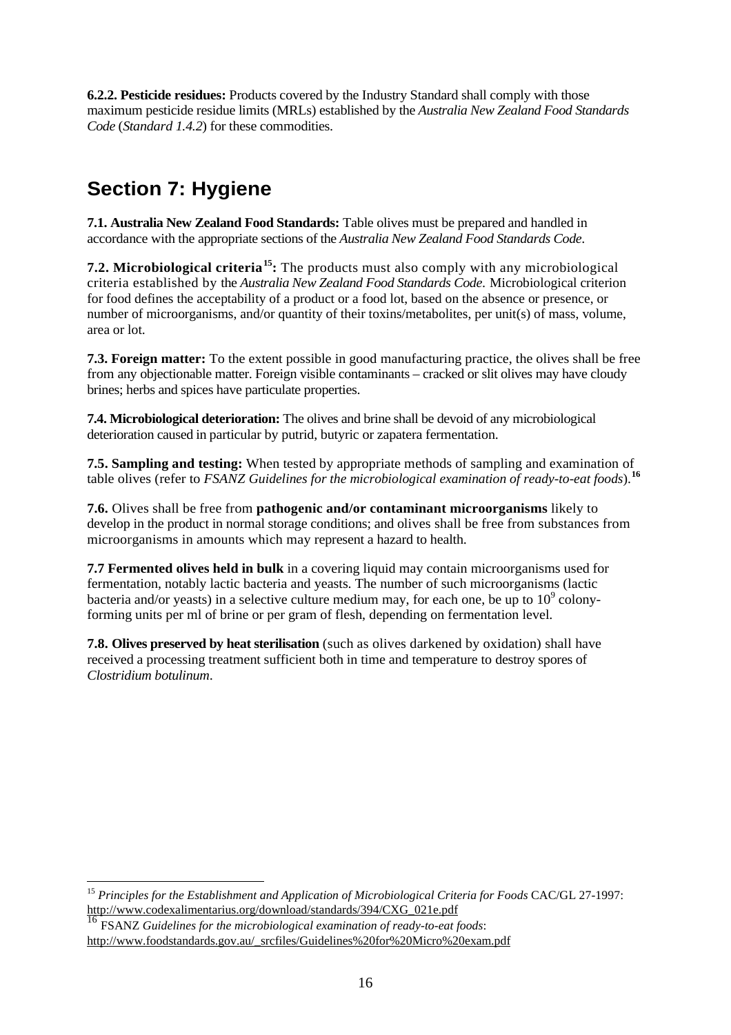**6.2.2. Pesticide residues:** Products covered by the Industry Standard shall comply with those maximum pesticide residue limits (MRLs) established by the *Australia New Zealand Food Standards Code* (*Standard 1.4.2*) for these commodities.

## Section 7: Hygiene

**7.1. Australia New Zealand Food Standards:** Table olives must be prepared and handled in accordance with the appropriate sections of the *Australia New Zealand Food Standards Code*.

**7.2. Microbiological criteria[15]:** The products must also comply with any microbiological criteria established by the *Australia New Zealand Food Standards Code.* Microbiological criterion for food defines the acceptability of a product or a food lot, based on the absence or presence, or number of microorganisms, and/or quantity of their toxins/metabolites, per unit(s) of mass, volume, area or lot.

**7.3. Foreign matter:** To the extent possible in good manufacturing practice, the olives shall be free from any objectionable matter. Foreign visible contaminants – cracked or slit olives may have cloudy brines; herbs and spices have particulate properties.

**7.4. Microbiological deterioration:** The olives and brine shall be devoid of any microbiological deterioration caused in particular by putrid, butyric or zapatera fermentation.

**7.5. Sampling and testing:** When tested by appropriate methods of sampling and examination of table olives (refer to *FSANZ Guidelines for the microbiological examination of ready-to-eat foods*).[16]

**7.6.** Olives shall be free from **pathogenic and/or contaminant microorganisms** likely to develop in the product in normal storage conditions; and olives shall be free from substances from microorganisms in amounts which may represent a hazard to health.

**7.7 Fermented olives held in bulk** in a covering liquid may contain microorganisms used for fermentation, notably lactic bacteria and yeasts. The number of such microorganisms (lactic bacteria and/or yeasts) in a selective culture medium may, for each one, be up to $10^9$ colony-forming units per ml of brine or per gram of flesh, depending on fermentation level.

**7.8. Olives preserved by heat sterilisation** (such as olives darkened by oxidation) shall have received a processing treatment sufficient both in time and temperature to destroy spores of *Clostridium botulinum*.

---

[15] *Principles for the Establishment and Application of Microbiological Criteria for Foods* CAC/GL 27-1997: http://www.codexalimentarius.org/download/standards/394/CXG_021e.pdf

[16] FSANZ *Guidelines for the microbiological examination of ready-to-eat foods*: http://www.foodstandards.gov.au/_srcfiles/Guidelines%20for%20Micro%20exam.pdf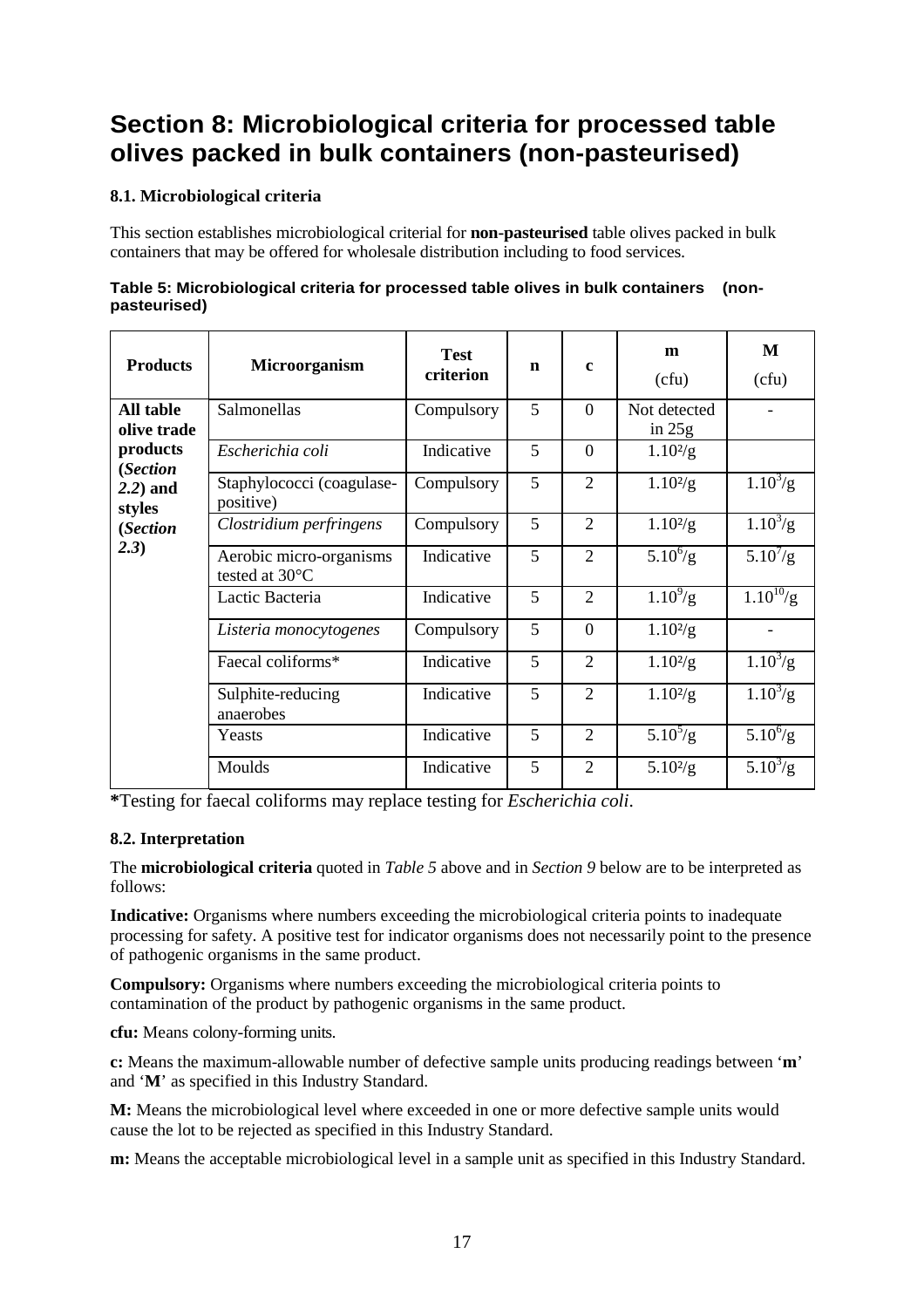# Section 8: Microbiological criteria for processed table olives packed in bulk containers (non-pasteurised)

### 8.1. Microbiological criteria

This section establishes microbiological criterial for **non-pasteurised** table olives packed in bulk containers that may be offered for wholesale distribution including to food services.

**Table 5: Microbiological criteria for processed table olives in bulk containers (non-pasteurised)**

| Products | Microorganism | Test criterion | n | c | m (cfu) | M (cfu) |
|---|---|---|---|---|---|---|
| **All table olive trade products (*Section 2.2*) and styles (*Section 2.3*)** | Salmonellas | Compulsory | 5 | 0 | Not detected in 25g | - |
| | *Escherichia coli* | Indicative | 5 | 0 | $1.10^2$/g | |
| | Staphylococci (coagulase-positive) | Compulsory | 5 | 2 | $1.10^2$/g | $1.10^3$/g |
| | *Clostridium perfringens* | Compulsory | 5 | 2 | $1.10^2$/g | $1.10^3$/g |
| | Aerobic micro-organisms tested at 30°C | Indicative | 5 | 2 | $5.10^6$/g | $5.10^7$/g |
| | Lactic Bacteria | Indicative | 5 | 2 | $1.10^9$/g | $1.10^{10}$/g |
| | *Listeria monocytogenes* | Compulsory | 5 | 0 | $1.10^2$/g | - |
| | Faecal coliforms* | Indicative | 5 | 2 | $1.10^2$/g | $1.10^3$/g |
| | Sulphite-reducing anaerobes | Indicative | 5 | 2 | $1.10^2$/g | $1.10^3$/g |
| | Yeasts | Indicative | 5 | 2 | $5.10^5$/g | $5.10^6$/g |
| | Moulds | Indicative | 5 | 2 | $5.10^2$/g | $5.10^3$/g |

***Testing for faecal coliforms may replace testing for *Escherichia coli*.

### 8.2. Interpretation

The **microbiological criteria** quoted in *Table 5* above and in *Section 9* below are to be interpreted as follows:

**Indicative:** Organisms where numbers exceeding the microbiological criteria points to inadequate processing for safety. A positive test for indicator organisms does not necessarily point to the presence of pathogenic organisms in the same product.

**Compulsory:** Organisms where numbers exceeding the microbiological criteria points to contamination of the product by pathogenic organisms in the same product.

**cfu:** Means colony-forming units.

**c:** Means the maximum-allowable number of defective sample units producing readings between '**m**' and '**M**' as specified in this Industry Standard.

**M:** Means the microbiological level where exceeded in one or more defective sample units would cause the lot to be rejected as specified in this Industry Standard.

**m:** Means the acceptable microbiological level in a sample unit as specified in this Industry Standard.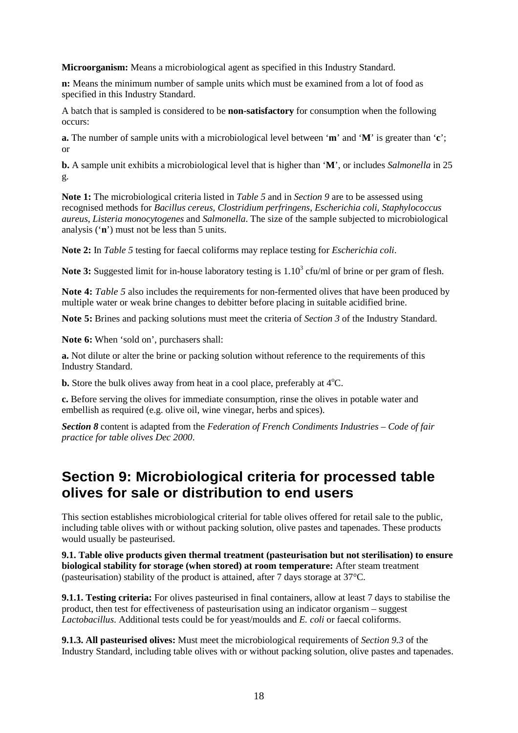**Microorganism:** Means a microbiological agent as specified in this Industry Standard.

**n:** Means the minimum number of sample units which must be examined from a lot of food as specified in this Industry Standard.

A batch that is sampled is considered to be **non-satisfactory** for consumption when the following occurs:

**a.** The number of sample units with a microbiological level between '**m**' and '**M**' is greater than '**c**'; or

**b.** A sample unit exhibits a microbiological level that is higher than '**M**', or includes *Salmonella* in 25 g.

**Note 1:** The microbiological criteria listed in *Table 5* and in *Section 9* are to be assessed using recognised methods for *Bacillus cereus*, *Clostridium perfringens*, *Escherichia coli*, *Staphylococcus aureus*, *Listeria monocytogenes* and *Salmonella*. The size of the sample subjected to microbiological analysis ('**n**') must not be less than 5 units.

**Note 2:** In *Table 5* testing for faecal coliforms may replace testing for *Escherichia coli*.

**Note 3:** Suggested limit for in-house laboratory testing is $1.10^3$ cfu/ml of brine or per gram of flesh.

**Note 4:** *Table 5* also includes the requirements for non-fermented olives that have been produced by multiple water or weak brine changes to debitter before placing in suitable acidified brine.

**Note 5:** Brines and packing solutions must meet the criteria of *Section 3* of the Industry Standard.

**Note 6:** When 'sold on', purchasers shall:

**a.** Not dilute or alter the brine or packing solution without reference to the requirements of this Industry Standard.

**b.** Store the bulk olives away from heat in a cool place, preferably at 4°C.

**c.** Before serving the olives for immediate consumption, rinse the olives in potable water and embellish as required (e.g. olive oil, wine vinegar, herbs and spices).

***Section 8*** content is adapted from the *Federation of French Condiments Industries – Code of fair practice for table olives Dec 2000*.

# Section 9: Microbiological criteria for processed table olives for sale or distribution to end users

This section establishes microbiological criterial for table olives offered for retail sale to the public, including table olives with or without packing solution, olive pastes and tapenades. These products would usually be pasteurised.

**9.1. Table olive products given thermal treatment (pasteurisation but not sterilisation) to ensure biological stability for storage (when stored) at room temperature:** After steam treatment (pasteurisation) stability of the product is attained, after 7 days storage at 37°C.

**9.1.1. Testing criteria:** For olives pasteurised in final containers, allow at least 7 days to stabilise the product, then test for effectiveness of pasteurisation using an indicator organism – suggest *Lactobacillus*. Additional tests could be for yeast/moulds and *E. coli* or faecal coliforms.

**9.1.3. All pasteurised olives:** Must meet the microbiological requirements of *Section 9.3* of the Industry Standard, including table olives with or without packing solution, olive pastes and tapenades.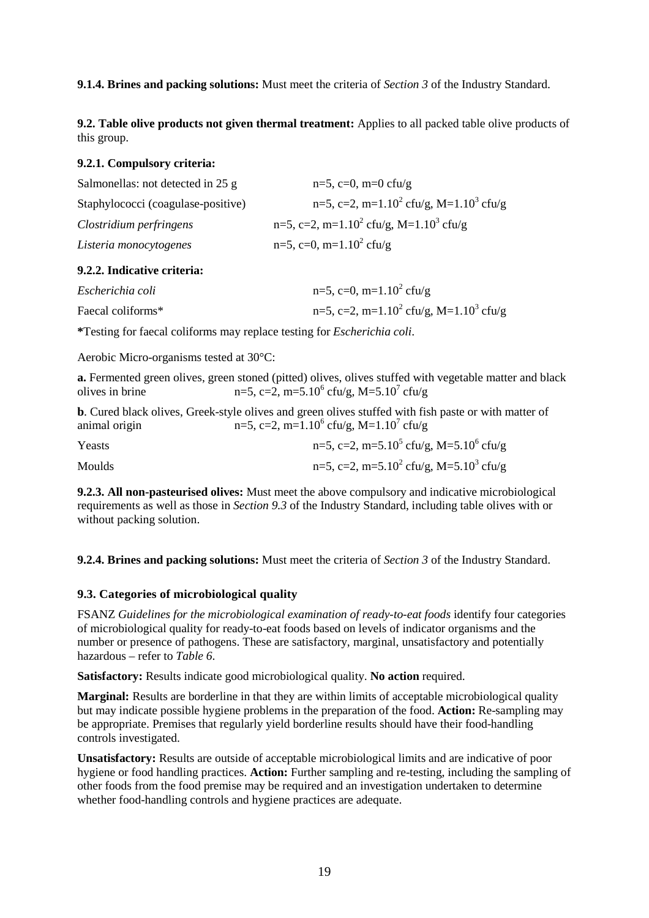**9.1.4. Brines and packing solutions:** Must meet the criteria of *Section 3* of the Industry Standard.

**9.2. Table olive products not given thermal treatment:** Applies to all packed table olive products of this group.

**9.2.1. Compulsory criteria:**

| | |
|---|---|
| Salmonellas: not detected in 25 g | n=5, c=0, m=0 cfu/g |
| Staphylococci (coagulase-positive) | n=5, c=2, m=1.$10^2$ cfu/g, M=1.$10^3$ cfu/g |
| *Clostridium perfringens* | n=5, c=2, m=1.$10^2$ cfu/g, M=1.$10^3$ cfu/g |
| *Listeria monocytogenes* | n=5, c=0, m=1.$10^2$ cfu/g |

**9.2.2. Indicative criteria:**

| | |
|---|---|
| *Escherichia coli* | n=5, c=0, m=1.$10^2$ cfu/g |
| Faecal coliforms* | n=5, c=2, m=1.$10^2$ cfu/g, M=1.$10^3$ cfu/g |

*Testing for faecal coliforms may replace testing for *Escherichia coli*.

Aerobic Micro-organisms tested at 30°C:

**a.** Fermented green olives, green stoned (pitted) olives, olives stuffed with vegetable matter and black olives in brine n=5, c=2, m=5.$10^6$ cfu/g, M=5.$10^7$ cfu/g

**b**. Cured black olives, Greek-style olives and green olives stuffed with fish paste or with matter of animal origin n=5, c=2, m=1.$10^6$ cfu/g, M=1.$10^7$ cfu/g

| | |
|---|---|
| Yeasts | n=5, c=2, m=5.$10^5$ cfu/g, M=5.$10^6$ cfu/g |
| Moulds | n=5, c=2, m=5.$10^2$ cfu/g, M=5.$10^3$ cfu/g |

**9.2.3. All non-pasteurised olives:** Must meet the above compulsory and indicative microbiological requirements as well as those in *Section 9.3* of the Industry Standard, including table olives with or without packing solution.

**9.2.4. Brines and packing solutions:** Must meet the criteria of *Section 3* of the Industry Standard.

**9.3. Categories of microbiological quality**

FSANZ *Guidelines for the microbiological examination of ready-to-eat foods* identify four categories of microbiological quality for ready-to-eat foods based on levels of indicator organisms and the number or presence of pathogens. These are satisfactory, marginal, unsatisfactory and potentially hazardous – refer to *Table 6*.

**Satisfactory:** Results indicate good microbiological quality. **No action** required.

**Marginal:** Results are borderline in that they are within limits of acceptable microbiological quality but may indicate possible hygiene problems in the preparation of the food. **Action:** Re-sampling may be appropriate. Premises that regularly yield borderline results should have their food-handling controls investigated.

**Unsatisfactory:** Results are outside of acceptable microbiological limits and are indicative of poor hygiene or food handling practices. **Action:** Further sampling and re-testing, including the sampling of other foods from the food premise may be required and an investigation undertaken to determine whether food-handling controls and hygiene practices are adequate.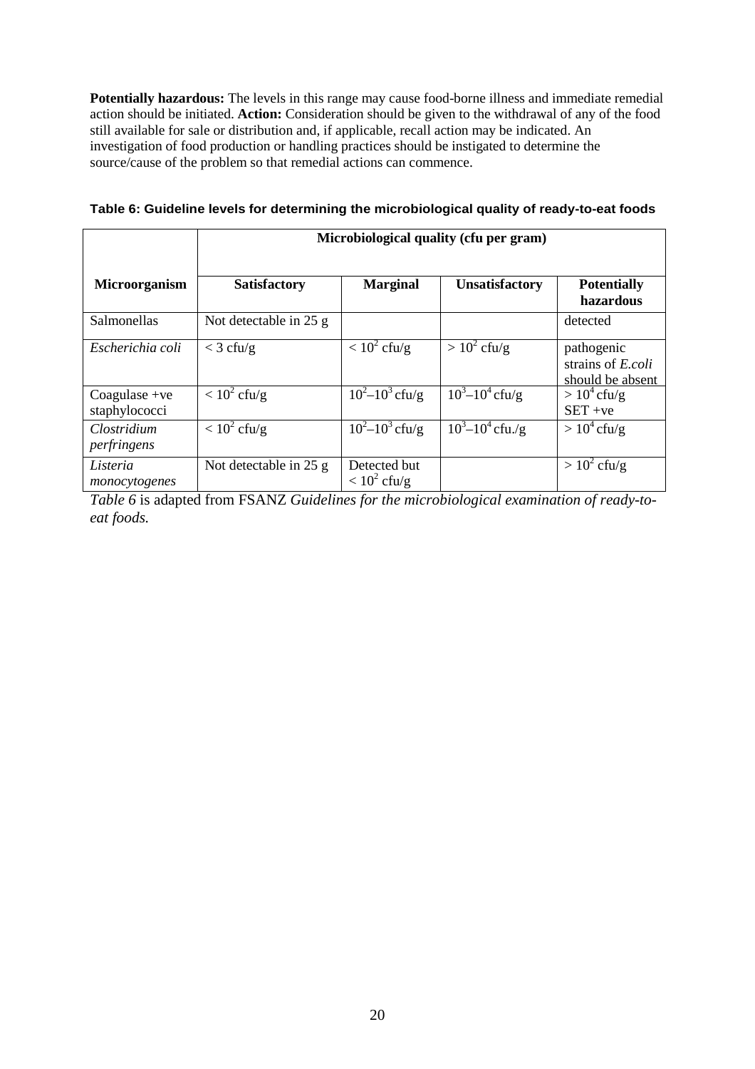**Potentially hazardous:** The levels in this range may cause food-borne illness and immediate remedial action should be initiated. **Action:** Consideration should be given to the withdrawal of any of the food still available for sale or distribution and, if applicable, recall action may be indicated. An investigation of food production or handling practices should be instigated to determine the source/cause of the problem so that remedial actions can commence.

**Table 6: Guideline levels for determining the microbiological quality of ready-to-eat foods**

| | **Microbiological quality (cfu per gram)** | | | |
|---|---|---|---|---|
| **Microorganism** | **Satisfactory** | **Marginal** | **Unsatisfactory** | **Potentially hazardous** |
| Salmonellas | Not detectable in 25 g | | | detected |
| *Escherichia coli* | $< 3$ cfu/g | $< 10^2$ cfu/g | $> 10^2$ cfu/g | pathogenic strains of *E.coli* should be absent |
| Coagulase +ve staphylococci | $< 10^2$ cfu/g | $10^2$–$10^3$ cfu/g | $10^3$–$10^4$ cfu/g | $> 10^4$ cfu/g SET +ve |
| *Clostridium perfringens* | $< 10^2$ cfu/g | $10^2$–$10^3$ cfu/g | $10^3$–$10^4$ cfu./g | $> 10^4$ cfu/g |
| *Listeria monocytogenes* | Not detectable in 25 g | Detected but $< 10^2$ cfu/g | | $> 10^2$ cfu/g |

*Table 6* is adapted from FSANZ *Guidelines for the microbiological examination of ready-to-eat foods.*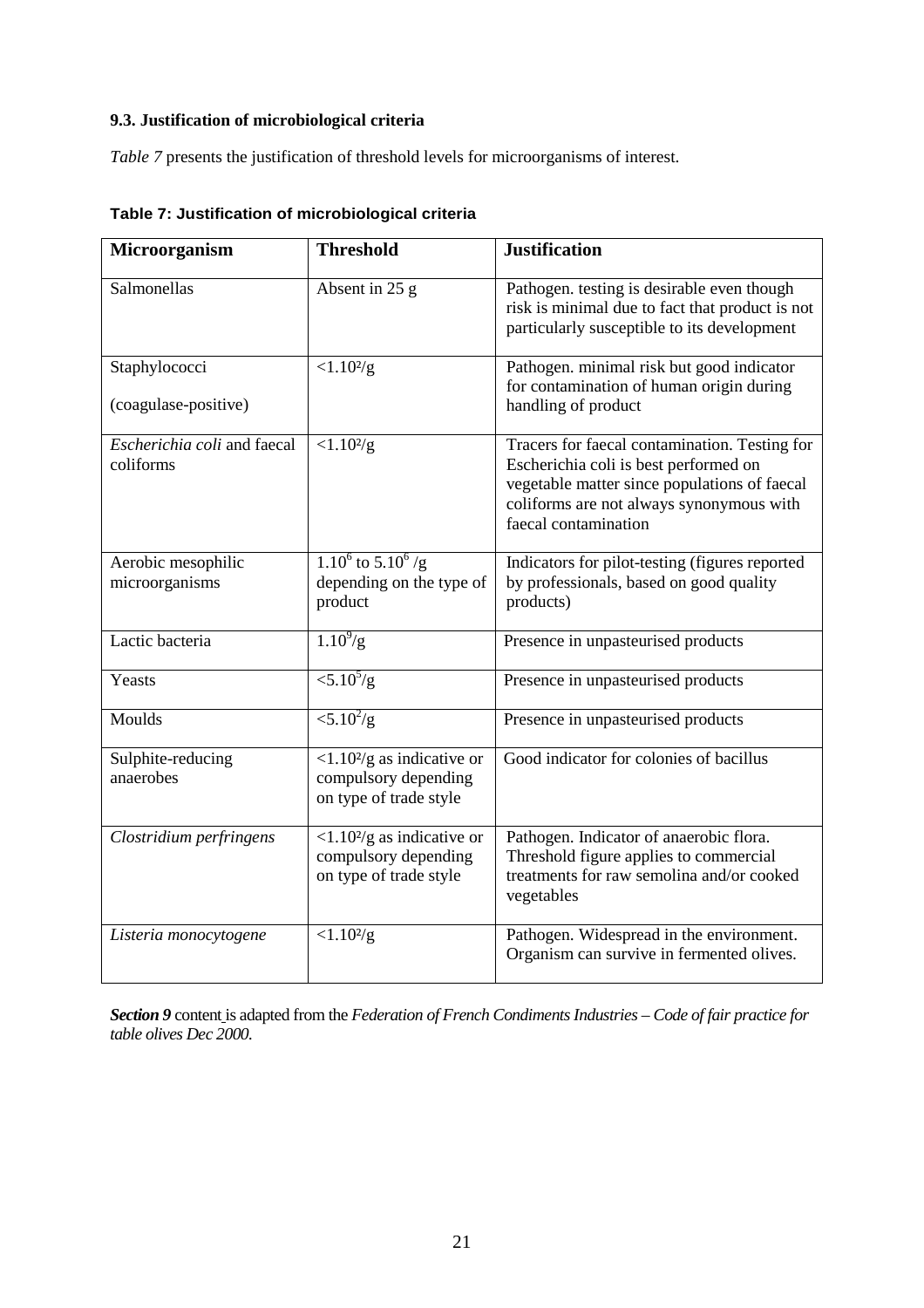### 9.3. Justification of microbiological criteria

*Table 7* presents the justification of threshold levels for microorganisms of interest.

**Table 7: Justification of microbiological criteria**

| Microorganism | Threshold | Justification |
|---|---|---|
| Salmonellas | Absent in 25 g | Pathogen. testing is desirable even though risk is minimal due to fact that product is not particularly susceptible to its development |
| Staphylococci (coagulase-positive) | $<1.10^2/g$ | Pathogen. minimal risk but good indicator for contamination of human origin during handling of product |
| *Escherichia coli* and faecal coliforms | $<1.10^2/g$ | Tracers for faecal contamination. Testing for Escherichia coli is best performed on vegetable matter since populations of faecal coliforms are not always synonymous with faecal contamination |
| Aerobic mesophilic microorganisms | $1.10^6$ to $5.10^6$ /g depending on the type of product | Indicators for pilot-testing (figures reported by professionals, based on good quality products) |
| Lactic bacteria | $1.10^9/g$ | Presence in unpasteurised products |
| Yeasts | $<5.10^5/g$ | Presence in unpasteurised products |
| Moulds | $<5.10^2/g$ | Presence in unpasteurised products |
| Sulphite-reducing anaerobes | $<1.10^2/g$ as indicative or compulsory depending on type of trade style | Good indicator for colonies of bacillus |
| *Clostridium perfringens* | $<1.10^2/g$ as indicative or compulsory depending on type of trade style | Pathogen. Indicator of anaerobic flora. Threshold figure applies to commercial treatments for raw semolina and/or cooked vegetables |
| *Listeria monocytogene* | $<1.10^2/g$ | Pathogen. Widespread in the environment. Organism can survive in fermented olives. |

***Section 9*** content is adapted from the *Federation of French Condiments Industries – Code of fair practice for table olives Dec 2000.*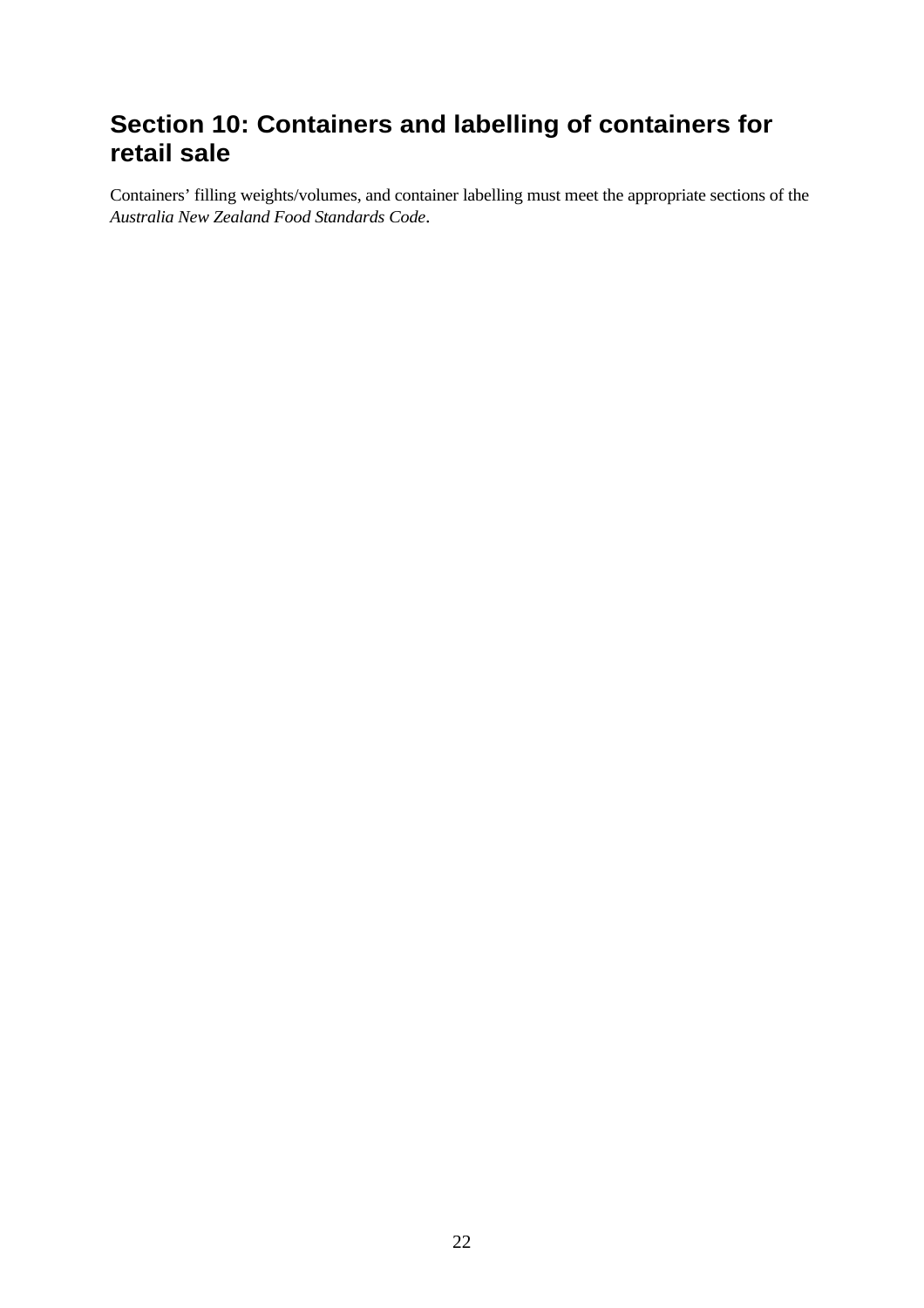## Section 10: Containers and labelling of containers for retail sale

Containers' filling weights/volumes, and container labelling must meet the appropriate sections of the *Australia New Zealand Food Standards Code*.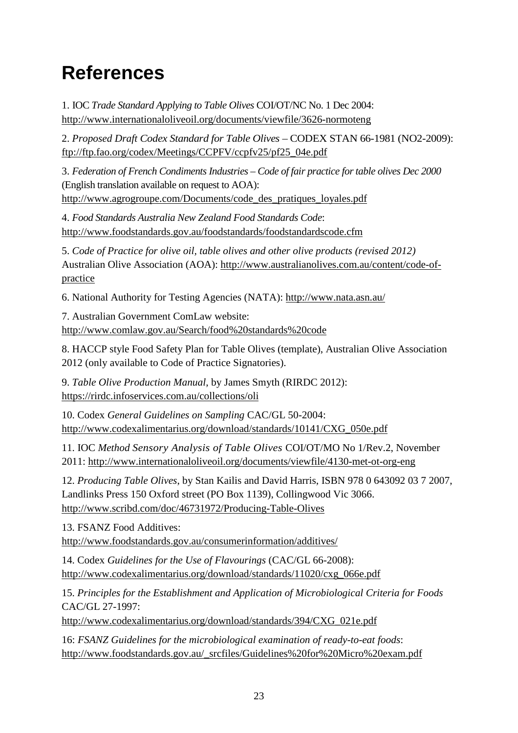# References

1. IOC *Trade Standard Applying to Table Olives* COI/OT/NC No. 1 Dec 2004: http://www.internationaloliveoil.org/documents/viewfile/3626-normoteng

2. *Proposed Draft Codex Standard for Table Olives* – CODEX STAN 66-1981 (NO2-2009): ftp://ftp.fao.org/codex/Meetings/CCPFV/ccpfv25/pf25_04e.pdf

3. *Federation of French Condiments Industries – Code of fair practice for table olives Dec 2000* (English translation available on request to AOA): http://www.agrogroupe.com/Documents/code_des_pratiques_loyales.pdf

4. *Food Standards Australia New Zealand Food Standards Code*: http://www.foodstandards.gov.au/foodstandards/foodstandardscode.cfm

5. *Code of Practice for olive oil, table olives and other olive products (revised 2012)* Australian Olive Association (AOA): http://www.australianolives.com.au/content/code-of-practice

6. National Authority for Testing Agencies (NATA): http://www.nata.asn.au/

7. Australian Government ComLaw website: http://www.comlaw.gov.au/Search/food%20standards%20code

8. HACCP style Food Safety Plan for Table Olives (template), Australian Olive Association 2012 (only available to Code of Practice Signatories).

9. *Table Olive Production Manual*, by James Smyth (RIRDC 2012): https://rirdc.infoservices.com.au/collections/oli

10. Codex *General Guidelines on Sampling* CAC/GL 50-2004: http://www.codexalimentarius.org/download/standards/10141/CXG_050e.pdf

11. IOC *Method Sensory Analysis of Table Olives* COI/OT/MO No 1/Rev.2, November 2011: http://www.internationaloliveoil.org/documents/viewfile/4130-met-ot-org-eng

12. *Producing Table Olives*, by Stan Kailis and David Harris, ISBN 978 0 643092 03 7 2007, Landlinks Press 150 Oxford street (PO Box 1139), Collingwood Vic 3066. http://www.scribd.com/doc/46731972/Producing-Table-Olives

13. FSANZ Food Additives: http://www.foodstandards.gov.au/consumerinformation/additives/

14. Codex *Guidelines for the Use of Flavourings* (CAC/GL 66-2008): http://www.codexalimentarius.org/download/standards/11020/cxg_066e.pdf

15. *Principles for the Establishment and Application of Microbiological Criteria for Foods* CAC/GL 27-1997: http://www.codexalimentarius.org/download/standards/394/CXG_021e.pdf

16: *FSANZ Guidelines for the microbiological examination of ready-to-eat foods*: http://www.foodstandards.gov.au/_srcfiles/Guidelines%20for%20Micro%20exam.pdf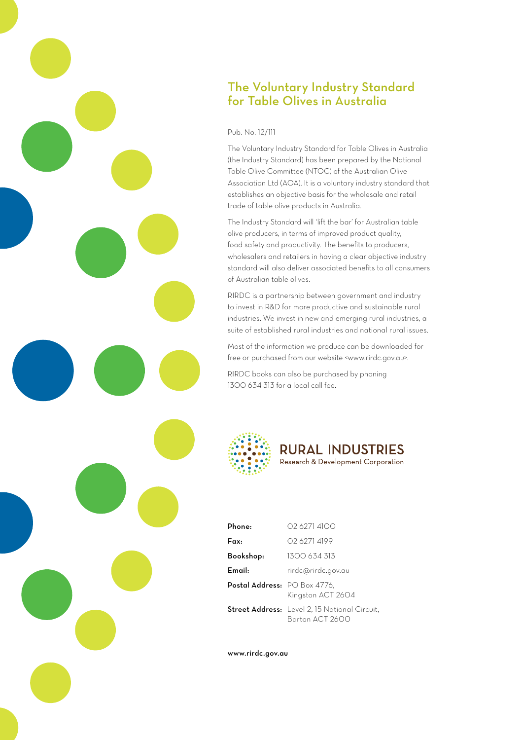# The Voluntary Industry Standard for Table Olives in Australia

Pub. No. 12/111

The Voluntary Industry Standard for Table Olives in Australia (the Industry Standard) has been prepared by the National Table Olive Committee (NTOC) of the Australian Olive Association Ltd (AOA). It is a voluntary industry standard that establishes an objective basis for the wholesale and retail trade of table olive products in Australia.

The Industry Standard will 'lift the bar' for Australian table olive producers, in terms of improved product quality, food safety and productivity. The benefits to producers, wholesalers and retailers in having a clear objective industry standard will also deliver associated benefits to all consumers of Australian table olives.

RIRDC is a partnership between government and industry to invest in R&D for more productive and sustainable rural industries. We invest in new and emerging rural industries, a suite of established rural industries and national rural issues.

Most of the information we produce can be downloaded for free or purchased from our website <www.rirdc.gov.au>.

RIRDC books can also be purchased by phoning 1300 634 313 for a local call fee.

**RURAL INDUSTRIES**
Research & Development Corporation

| | |
|---|---|
| **Phone:** | 02 6271 4100 |
| **Fax:** | 02 6271 4199 |
| **Bookshop:** | 1300 634 313 |
| **Email:** | rirdc@rirdc.gov.au |
| **Postal Address:** | PO Box 4776, Kingston ACT 2604 |
| **Street Address:** | Level 2, 15 National Circuit, Barton ACT 2600 |

**www.rirdc.gov.au**